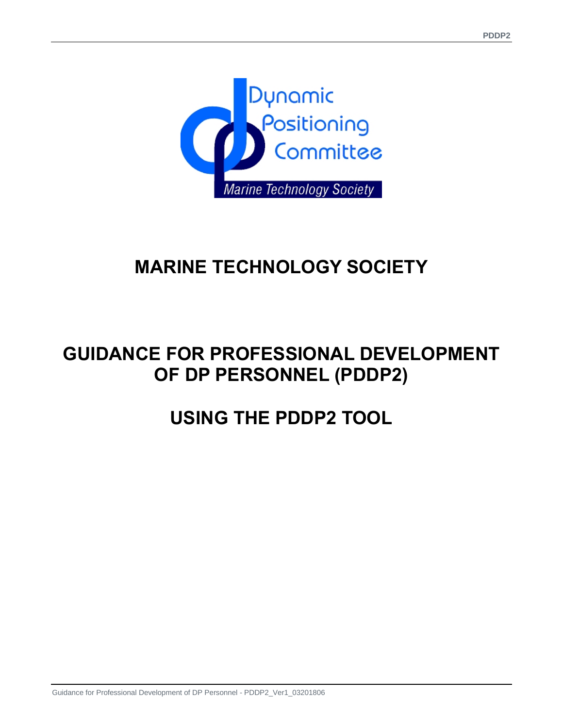Dynamic Positioning Committee

Marine Technology Society

# MARINE TECHNOLOGY SOCIETY

# GUIDANCE FOR PROFESSIONAL DEVELOPMENT OF DP PERSONNEL (PDDP2)

# USING THE PDDP2 TOOL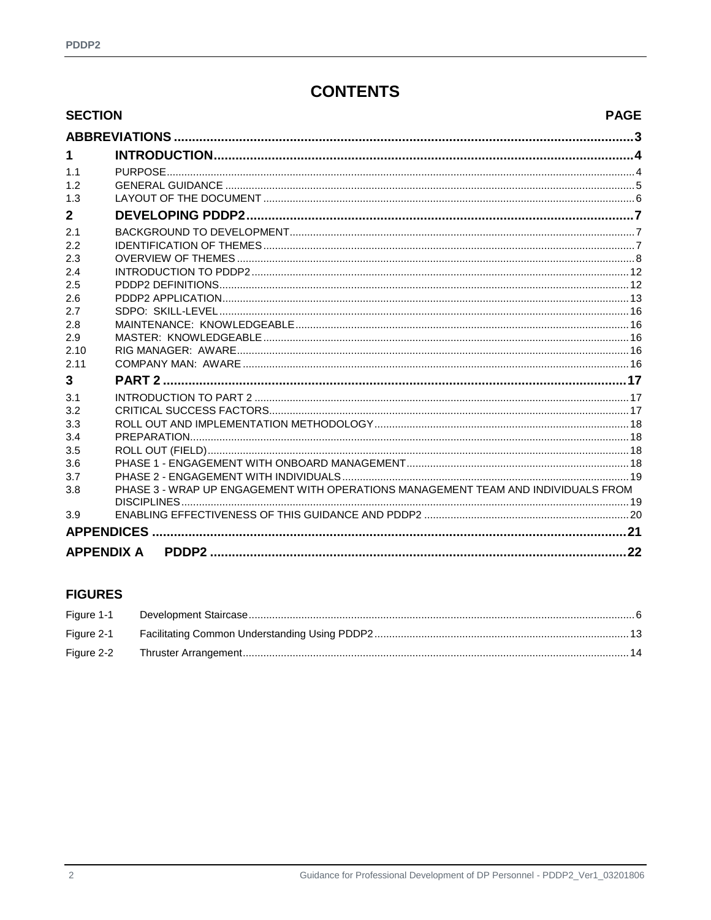# CONTENTS

| SECTION | | PAGE |
|---|---|---|
| **ABBREVIATIONS** | | **3** |
| **1** | **INTRODUCTION** | **4** |
| 1.1 | PURPOSE | 4 |
| 1.2 | GENERAL GUIDANCE | 5 |
| 1.3 | LAYOUT OF THE DOCUMENT | 6 |
| **2** | **DEVELOPING PDDP2** | **7** |
| 2.1 | BACKGROUND TO DEVELOPMENT | 7 |
| 2.2 | IDENTIFICATION OF THEMES | 7 |
| 2.3 | OVERVIEW OF THEMES | 8 |
| 2.4 | INTRODUCTION TO PDDP2 | 12 |
| 2.5 | PDDP2 DEFINITIONS | 12 |
| 2.6 | PDDP2 APPLICATION | 13 |
| 2.7 | SDPO: SKILL-LEVEL | 16 |
| 2.8 | MAINTENANCE: KNOWLEDGEABLE | 16 |
| 2.9 | MASTER: KNOWLEDGEABLE | 16 |
| 2.10 | RIG MANAGER: AWARE | 16 |
| 2.11 | COMPANY MAN: AWARE | 16 |
| **3** | **PART 2** | **17** |
| 3.1 | INTRODUCTION TO PART 2 | 17 |
| 3.2 | CRITICAL SUCCESS FACTORS | 17 |
| 3.3 | ROLL OUT AND IMPLEMENTATION METHODOLOGY | 18 |
| 3.4 | PREPARATION | 18 |
| 3.5 | ROLL OUT (FIELD) | 18 |
| 3.6 | PHASE 1 - ENGAGEMENT WITH ONBOARD MANAGEMENT | 18 |
| 3.7 | PHASE 2 - ENGAGEMENT WITH INDIVIDUALS | 19 |
| 3.8 | PHASE 3 - WRAP UP ENGAGEMENT WITH OPERATIONS MANAGEMENT TEAM AND INDIVIDUALS FROM DISCIPLINES | 19 |
| 3.9 | ENABLING EFFECTIVENESS OF THIS GUIDANCE AND PDDP2 | 20 |
| **APPENDICES** | | **21** |
| **APPENDIX A** | **PDDP2** | **22** |

## FIGURES

| | | |
|---|---|---|
| Figure 1-1 | Development Staircase | 6 |
| Figure 2-1 | Facilitating Common Understanding Using PDDP2 | 13 |
| Figure 2-2 | Thruster Arrangement | 14 |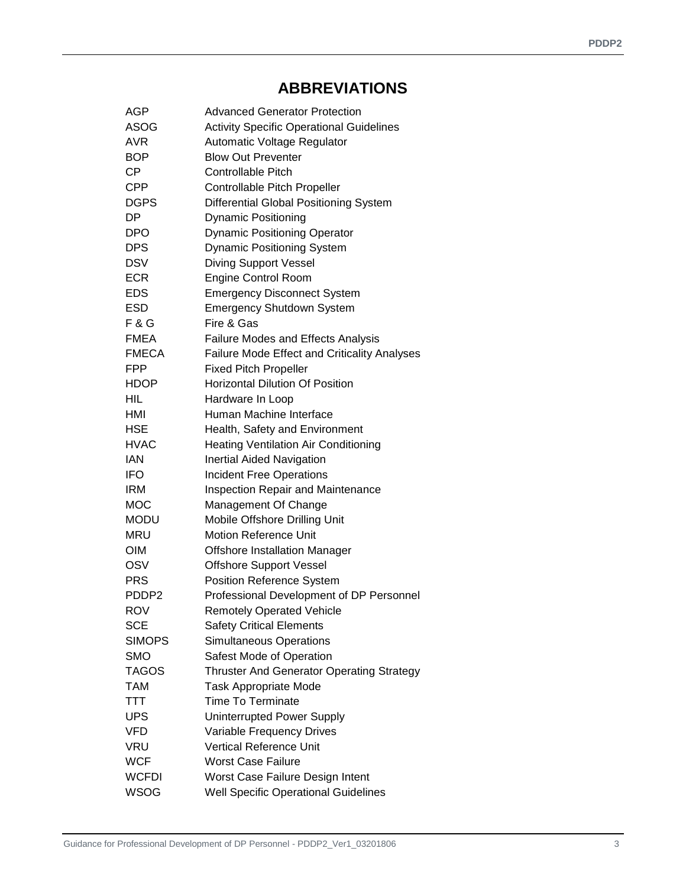# ABBREVIATIONS

| | |
|---|---|
| AGP | Advanced Generator Protection |
| ASOG | Activity Specific Operational Guidelines |
| AVR | Automatic Voltage Regulator |
| BOP | Blow Out Preventer |
| CP | Controllable Pitch |
| CPP | Controllable Pitch Propeller |
| DGPS | Differential Global Positioning System |
| DP | Dynamic Positioning |
| DPO | Dynamic Positioning Operator |
| DPS | Dynamic Positioning System |
| DSV | Diving Support Vessel |
| ECR | Engine Control Room |
| EDS | Emergency Disconnect System |
| ESD | Emergency Shutdown System |
| F & G | Fire & Gas |
| FMEA | Failure Modes and Effects Analysis |
| FMECA | Failure Mode Effect and Criticality Analyses |
| FPP | Fixed Pitch Propeller |
| HDOP | Horizontal Dilution Of Position |
| HIL | Hardware In Loop |
| HMI | Human Machine Interface |
| HSE | Health, Safety and Environment |
| HVAC | Heating Ventilation Air Conditioning |
| IAN | Inertial Aided Navigation |
| IFO | Incident Free Operations |
| IRM | Inspection Repair and Maintenance |
| MOC | Management Of Change |
| MODU | Mobile Offshore Drilling Unit |
| MRU | Motion Reference Unit |
| OIM | Offshore Installation Manager |
| OSV | Offshore Support Vessel |
| PRS | Position Reference System |
| PDDP2 | Professional Development of DP Personnel |
| ROV | Remotely Operated Vehicle |
| SCE | Safety Critical Elements |
| SIMOPS | Simultaneous Operations |
| SMO | Safest Mode of Operation |
| TAGOS | Thruster And Generator Operating Strategy |
| TAM | Task Appropriate Mode |
| TTT | Time To Terminate |
| UPS | Uninterrupted Power Supply |
| VFD | Variable Frequency Drives |
| VRU | Vertical Reference Unit |
| WCF | Worst Case Failure |
| WCFDI | Worst Case Failure Design Intent |
| WSOG | Well Specific Operational Guidelines |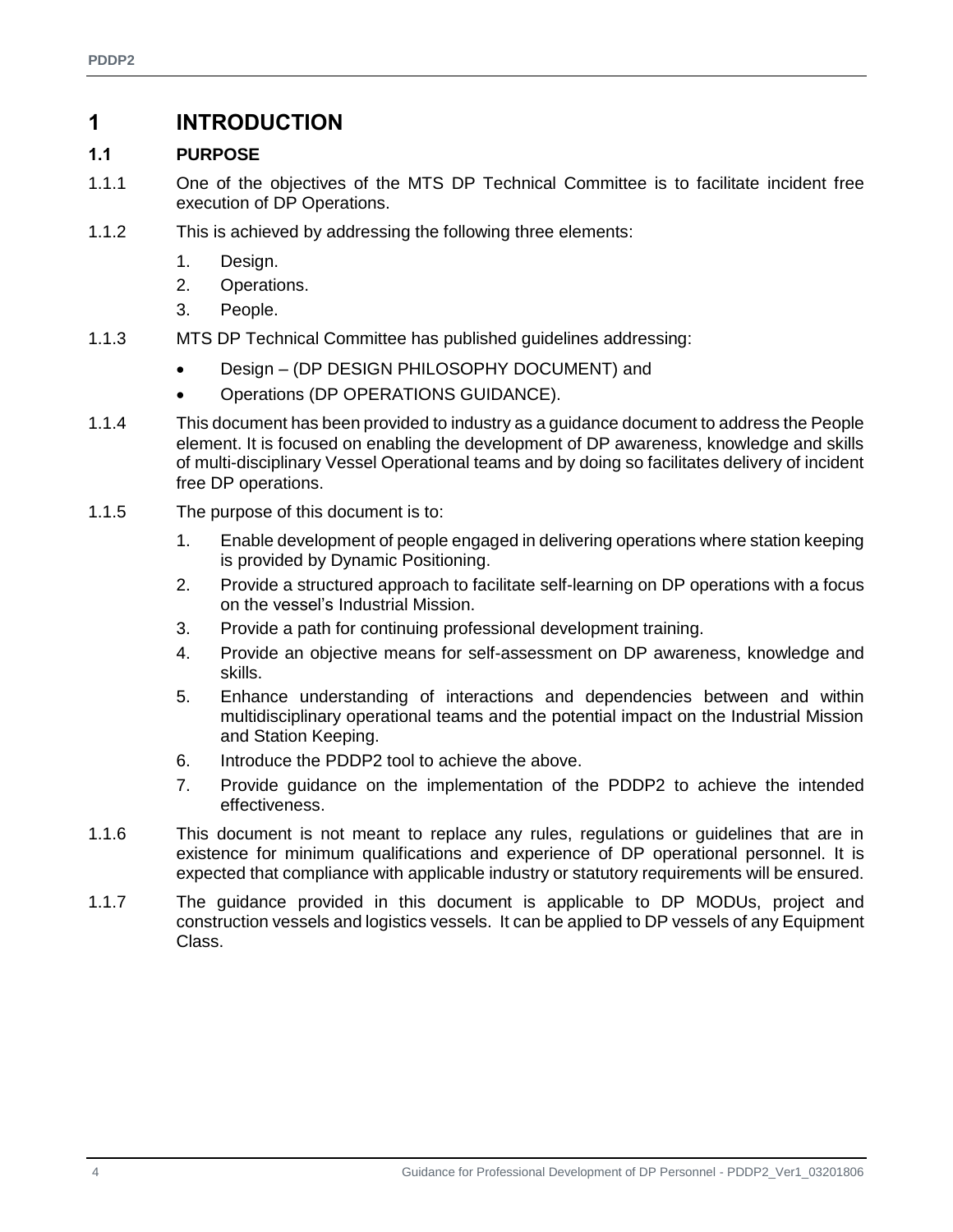# 1 INTRODUCTION

## 1.1 PURPOSE

1.1.1 One of the objectives of the MTS DP Technical Committee is to facilitate incident free execution of DP Operations.

1.1.2 This is achieved by addressing the following three elements:

1. Design.
2. Operations.
3. People.

1.1.3 MTS DP Technical Committee has published guidelines addressing:

- Design – (DP DESIGN PHILOSOPHY DOCUMENT) and
- Operations (DP OPERATIONS GUIDANCE).

1.1.4 This document has been provided to industry as a guidance document to address the People element. It is focused on enabling the development of DP awareness, knowledge and skills of multi-disciplinary Vessel Operational teams and by doing so facilitates delivery of incident free DP operations.

1.1.5 The purpose of this document is to:

1. Enable development of people engaged in delivering operations where station keeping is provided by Dynamic Positioning.
2. Provide a structured approach to facilitate self-learning on DP operations with a focus on the vessel's Industrial Mission.
3. Provide a path for continuing professional development training.
4. Provide an objective means for self-assessment on DP awareness, knowledge and skills.
5. Enhance understanding of interactions and dependencies between and within multidisciplinary operational teams and the potential impact on the Industrial Mission and Station Keeping.
6. Introduce the PDDP2 tool to achieve the above.
7. Provide guidance on the implementation of the PDDP2 to achieve the intended effectiveness.

1.1.6 This document is not meant to replace any rules, regulations or guidelines that are in existence for minimum qualifications and experience of DP operational personnel. It is expected that compliance with applicable industry or statutory requirements will be ensured.

1.1.7 The guidance provided in this document is applicable to DP MODUs, project and construction vessels and logistics vessels. It can be applied to DP vessels of any Equipment Class.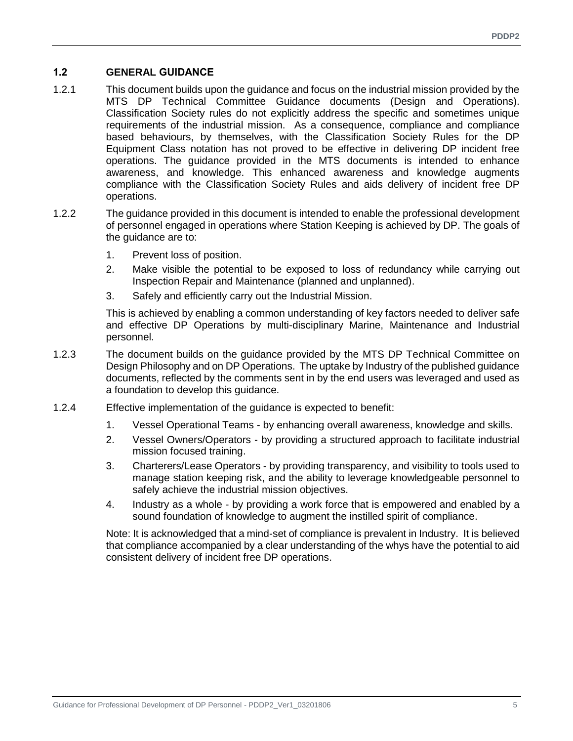## 1.2 GENERAL GUIDANCE

1.2.1 This document builds upon the guidance and focus on the industrial mission provided by the MTS DP Technical Committee Guidance documents (Design and Operations). Classification Society rules do not explicitly address the specific and sometimes unique requirements of the industrial mission. As a consequence, compliance and compliance based behaviours, by themselves, with the Classification Society Rules for the DP Equipment Class notation has not proved to be effective in delivering DP incident free operations. The guidance provided in the MTS documents is intended to enhance awareness, and knowledge. This enhanced awareness and knowledge augments compliance with the Classification Society Rules and aids delivery of incident free DP operations.

1.2.2 The guidance provided in this document is intended to enable the professional development of personnel engaged in operations where Station Keeping is achieved by DP. The goals of the guidance are to:

1. Prevent loss of position.
2. Make visible the potential to be exposed to loss of redundancy while carrying out Inspection Repair and Maintenance (planned and unplanned).
3. Safely and efficiently carry out the Industrial Mission.

This is achieved by enabling a common understanding of key factors needed to deliver safe and effective DP Operations by multi-disciplinary Marine, Maintenance and Industrial personnel.

1.2.3 The document builds on the guidance provided by the MTS DP Technical Committee on Design Philosophy and on DP Operations. The uptake by Industry of the published guidance documents, reflected by the comments sent in by the end users was leveraged and used as a foundation to develop this guidance.

1.2.4 Effective implementation of the guidance is expected to benefit:

1. Vessel Operational Teams - by enhancing overall awareness, knowledge and skills.
2. Vessel Owners/Operators - by providing a structured approach to facilitate industrial mission focused training.
3. Charterers/Lease Operators - by providing transparency, and visibility to tools used to manage station keeping risk, and the ability to leverage knowledgeable personnel to safely achieve the industrial mission objectives.
4. Industry as a whole - by providing a work force that is empowered and enabled by a sound foundation of knowledge to augment the instilled spirit of compliance.

Note: It is acknowledged that a mind-set of compliance is prevalent in Industry. It is believed that compliance accompanied by a clear understanding of the whys have the potential to aid consistent delivery of incident free DP operations.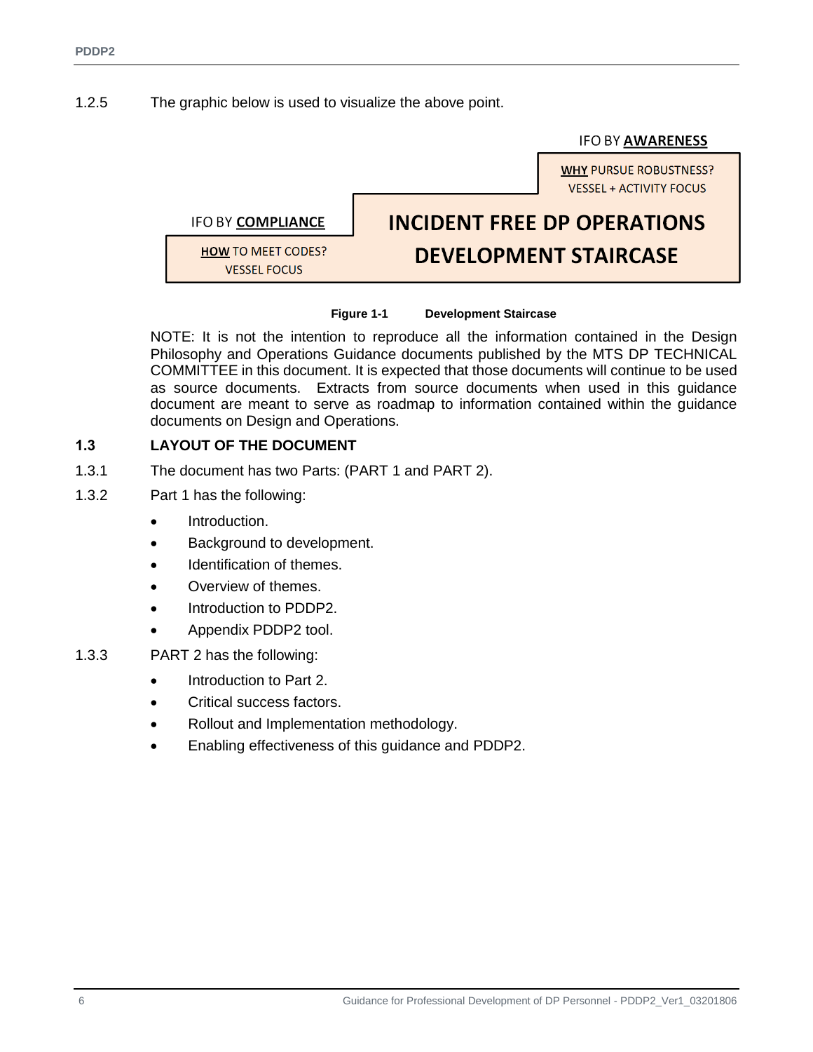1.2.5 The graphic below is used to visualize the above point.

IFO BY **AWARENESS**

**WHY** PURSUE ROBUSTNESS?
VESSEL + ACTIVITY FOCUS

IFO BY **COMPLIANCE**

**HOW** TO MEET CODES?
VESSEL FOCUS

**INCIDENT FREE DP OPERATIONS**
**DEVELOPMENT STAIRCASE**

**Figure 1-1 Development Staircase**

NOTE: It is not the intention to reproduce all the information contained in the Design Philosophy and Operations Guidance documents published by the MTS DP TECHNICAL COMMITTEE in this document. It is expected that those documents will continue to be used as source documents. Extracts from source documents when used in this guidance document are meant to serve as roadmap to information contained within the guidance documents on Design and Operations.

## 1.3 LAYOUT OF THE DOCUMENT

1.3.1 The document has two Parts: (PART 1 and PART 2).

1.3.2 Part 1 has the following:

- Introduction.
- Background to development.
- Identification of themes.
- Overview of themes.
- Introduction to PDDP2.
- Appendix PDDP2 tool.

1.3.3 PART 2 has the following:

- Introduction to Part 2.
- Critical success factors.
- Rollout and Implementation methodology.
- Enabling effectiveness of this guidance and PDDP2.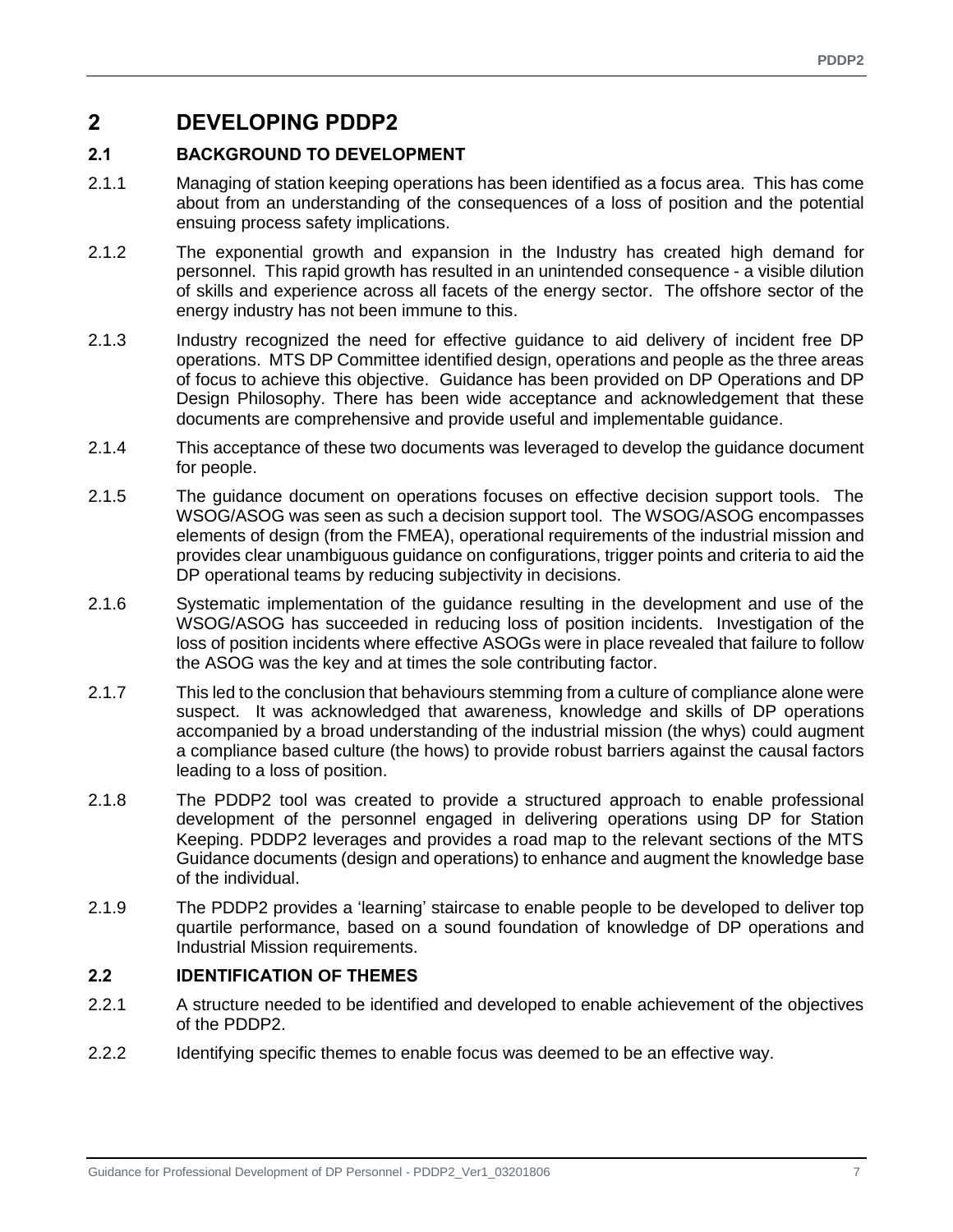# 2 DEVELOPING PDDP2

## 2.1 BACKGROUND TO DEVELOPMENT

2.1.1 Managing of station keeping operations has been identified as a focus area. This has come about from an understanding of the consequences of a loss of position and the potential ensuing process safety implications.

2.1.2 The exponential growth and expansion in the Industry has created high demand for personnel. This rapid growth has resulted in an unintended consequence - a visible dilution of skills and experience across all facets of the energy sector. The offshore sector of the energy industry has not been immune to this.

2.1.3 Industry recognized the need for effective guidance to aid delivery of incident free DP operations. MTS DP Committee identified design, operations and people as the three areas of focus to achieve this objective. Guidance has been provided on DP Operations and DP Design Philosophy. There has been wide acceptance and acknowledgement that these documents are comprehensive and provide useful and implementable guidance.

2.1.4 This acceptance of these two documents was leveraged to develop the guidance document for people.

2.1.5 The guidance document on operations focuses on effective decision support tools. The WSOG/ASOG was seen as such a decision support tool. The WSOG/ASOG encompasses elements of design (from the FMEA), operational requirements of the industrial mission and provides clear unambiguous guidance on configurations, trigger points and criteria to aid the DP operational teams by reducing subjectivity in decisions.

2.1.6 Systematic implementation of the guidance resulting in the development and use of the WSOG/ASOG has succeeded in reducing loss of position incidents. Investigation of the loss of position incidents where effective ASOGs were in place revealed that failure to follow the ASOG was the key and at times the sole contributing factor.

2.1.7 This led to the conclusion that behaviours stemming from a culture of compliance alone were suspect. It was acknowledged that awareness, knowledge and skills of DP operations accompanied by a broad understanding of the industrial mission (the whys) could augment a compliance based culture (the hows) to provide robust barriers against the causal factors leading to a loss of position.

2.1.8 The PDDP2 tool was created to provide a structured approach to enable professional development of the personnel engaged in delivering operations using DP for Station Keeping. PDDP2 leverages and provides a road map to the relevant sections of the MTS Guidance documents (design and operations) to enhance and augment the knowledge base of the individual.

2.1.9 The PDDP2 provides a 'learning' staircase to enable people to be developed to deliver top quartile performance, based on a sound foundation of knowledge of DP operations and Industrial Mission requirements.

## 2.2 IDENTIFICATION OF THEMES

2.2.1 A structure needed to be identified and developed to enable achievement of the objectives of the PDDP2.

2.2.2 Identifying specific themes to enable focus was deemed to be an effective way.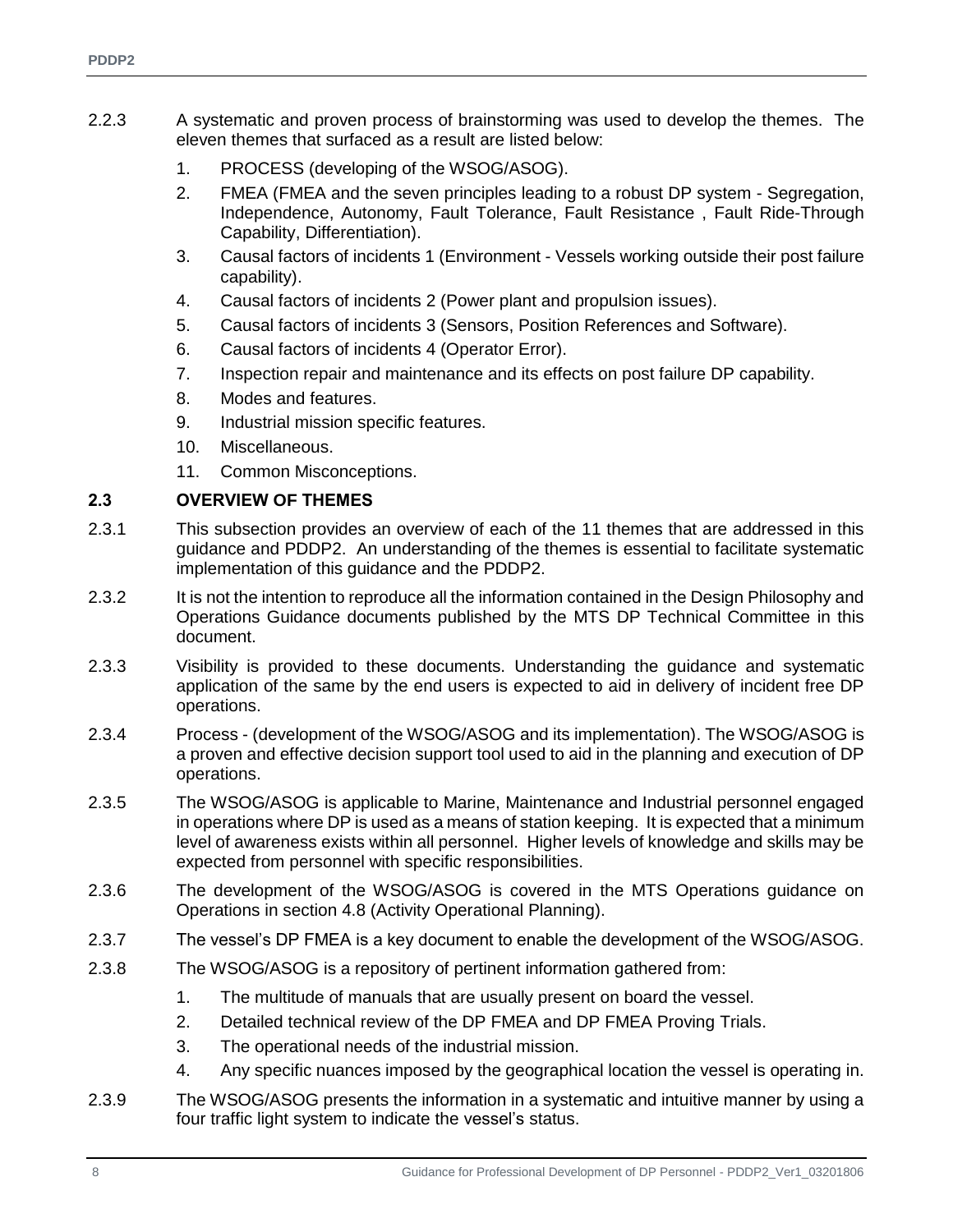2.2.3 A systematic and proven process of brainstorming was used to develop the themes. The eleven themes that surfaced as a result are listed below:

1. PROCESS (developing of the WSOG/ASOG).
2. FMEA (FMEA and the seven principles leading to a robust DP system - Segregation, Independence, Autonomy, Fault Tolerance, Fault Resistance , Fault Ride-Through Capability, Differentiation).
3. Causal factors of incidents 1 (Environment - Vessels working outside their post failure capability).
4. Causal factors of incidents 2 (Power plant and propulsion issues).
5. Causal factors of incidents 3 (Sensors, Position References and Software).
6. Causal factors of incidents 4 (Operator Error).
7. Inspection repair and maintenance and its effects on post failure DP capability.
8. Modes and features.
9. Industrial mission specific features.
10. Miscellaneous.
11. Common Misconceptions.

## 2.3 OVERVIEW OF THEMES

2.3.1 This subsection provides an overview of each of the 11 themes that are addressed in this guidance and PDDP2. An understanding of the themes is essential to facilitate systematic implementation of this guidance and the PDDP2.

2.3.2 It is not the intention to reproduce all the information contained in the Design Philosophy and Operations Guidance documents published by the MTS DP Technical Committee in this document.

2.3.3 Visibility is provided to these documents. Understanding the guidance and systematic application of the same by the end users is expected to aid in delivery of incident free DP operations.

2.3.4 Process - (development of the WSOG/ASOG and its implementation). The WSOG/ASOG is a proven and effective decision support tool used to aid in the planning and execution of DP operations.

2.3.5 The WSOG/ASOG is applicable to Marine, Maintenance and Industrial personnel engaged in operations where DP is used as a means of station keeping. It is expected that a minimum level of awareness exists within all personnel. Higher levels of knowledge and skills may be expected from personnel with specific responsibilities.

2.3.6 The development of the WSOG/ASOG is covered in the MTS Operations guidance on Operations in section 4.8 (Activity Operational Planning).

2.3.7 The vessel's DP FMEA is a key document to enable the development of the WSOG/ASOG.

2.3.8 The WSOG/ASOG is a repository of pertinent information gathered from:

1. The multitude of manuals that are usually present on board the vessel.
2. Detailed technical review of the DP FMEA and DP FMEA Proving Trials.
3. The operational needs of the industrial mission.
4. Any specific nuances imposed by the geographical location the vessel is operating in.

2.3.9 The WSOG/ASOG presents the information in a systematic and intuitive manner by using a four traffic light system to indicate the vessel's status.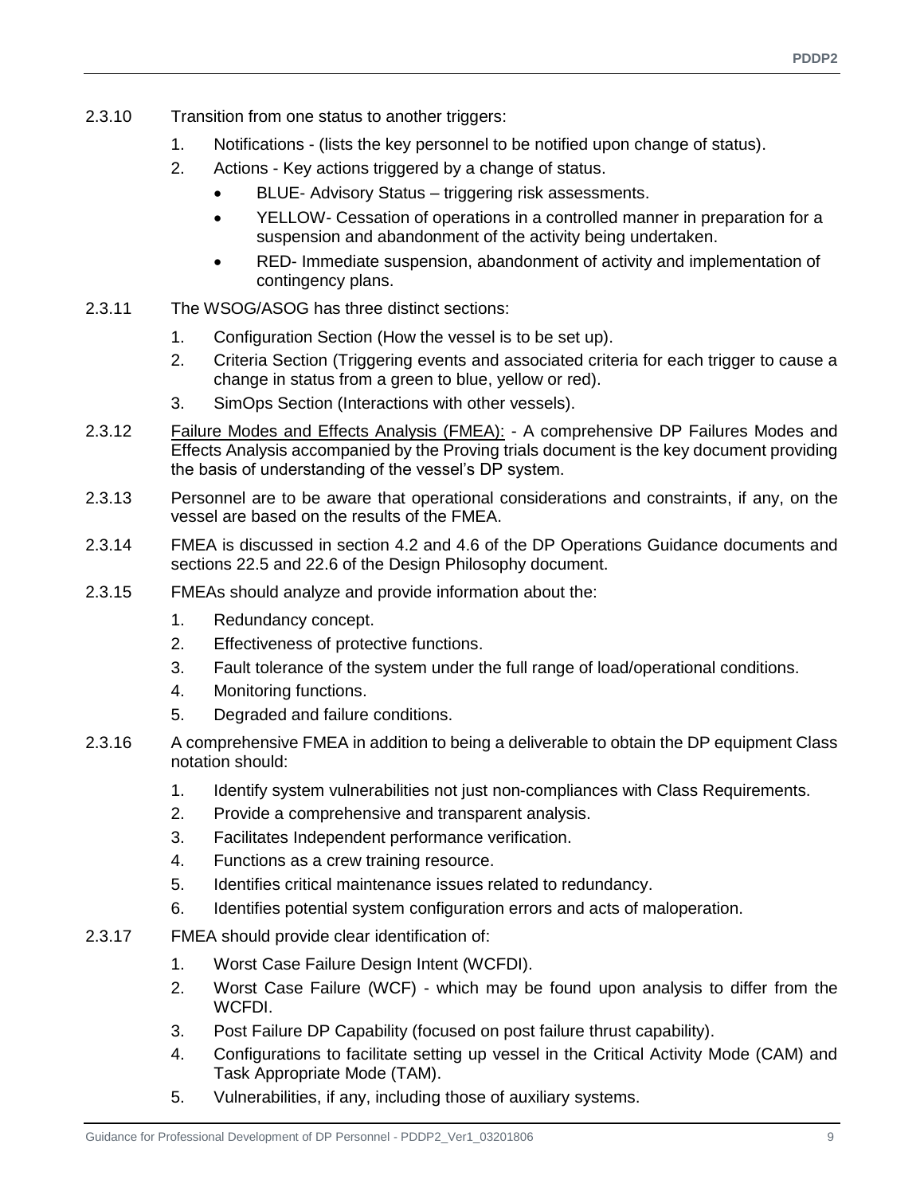2.3.10 Transition from one status to another triggers:

1. Notifications - (lists the key personnel to be notified upon change of status).
2. Actions - Key actions triggered by a change of status.
   - BLUE- Advisory Status – triggering risk assessments.
   - YELLOW- Cessation of operations in a controlled manner in preparation for a suspension and abandonment of the activity being undertaken.
   - RED- Immediate suspension, abandonment of activity and implementation of contingency plans.

2.3.11 The WSOG/ASOG has three distinct sections:

1. Configuration Section (How the vessel is to be set up).
2. Criteria Section (Triggering events and associated criteria for each trigger to cause a change in status from a green to blue, yellow or red).
3. SimOps Section (Interactions with other vessels).

2.3.12 Failure Modes and Effects Analysis (FMEA): - A comprehensive DP Failures Modes and Effects Analysis accompanied by the Proving trials document is the key document providing the basis of understanding of the vessel's DP system.

2.3.13 Personnel are to be aware that operational considerations and constraints, if any, on the vessel are based on the results of the FMEA.

2.3.14 FMEA is discussed in section 4.2 and 4.6 of the DP Operations Guidance documents and sections 22.5 and 22.6 of the Design Philosophy document.

2.3.15 FMEAs should analyze and provide information about the:

1. Redundancy concept.
2. Effectiveness of protective functions.
3. Fault tolerance of the system under the full range of load/operational conditions.
4. Monitoring functions.
5. Degraded and failure conditions.

2.3.16 A comprehensive FMEA in addition to being a deliverable to obtain the DP equipment Class notation should:

1. Identify system vulnerabilities not just non-compliances with Class Requirements.
2. Provide a comprehensive and transparent analysis.
3. Facilitates Independent performance verification.
4. Functions as a crew training resource.
5. Identifies critical maintenance issues related to redundancy.
6. Identifies potential system configuration errors and acts of maloperation.

2.3.17 FMEA should provide clear identification of:

1. Worst Case Failure Design Intent (WCFDI).
2. Worst Case Failure (WCF) - which may be found upon analysis to differ from the WCFDI.
3. Post Failure DP Capability (focused on post failure thrust capability).
4. Configurations to facilitate setting up vessel in the Critical Activity Mode (CAM) and Task Appropriate Mode (TAM).
5. Vulnerabilities, if any, including those of auxiliary systems.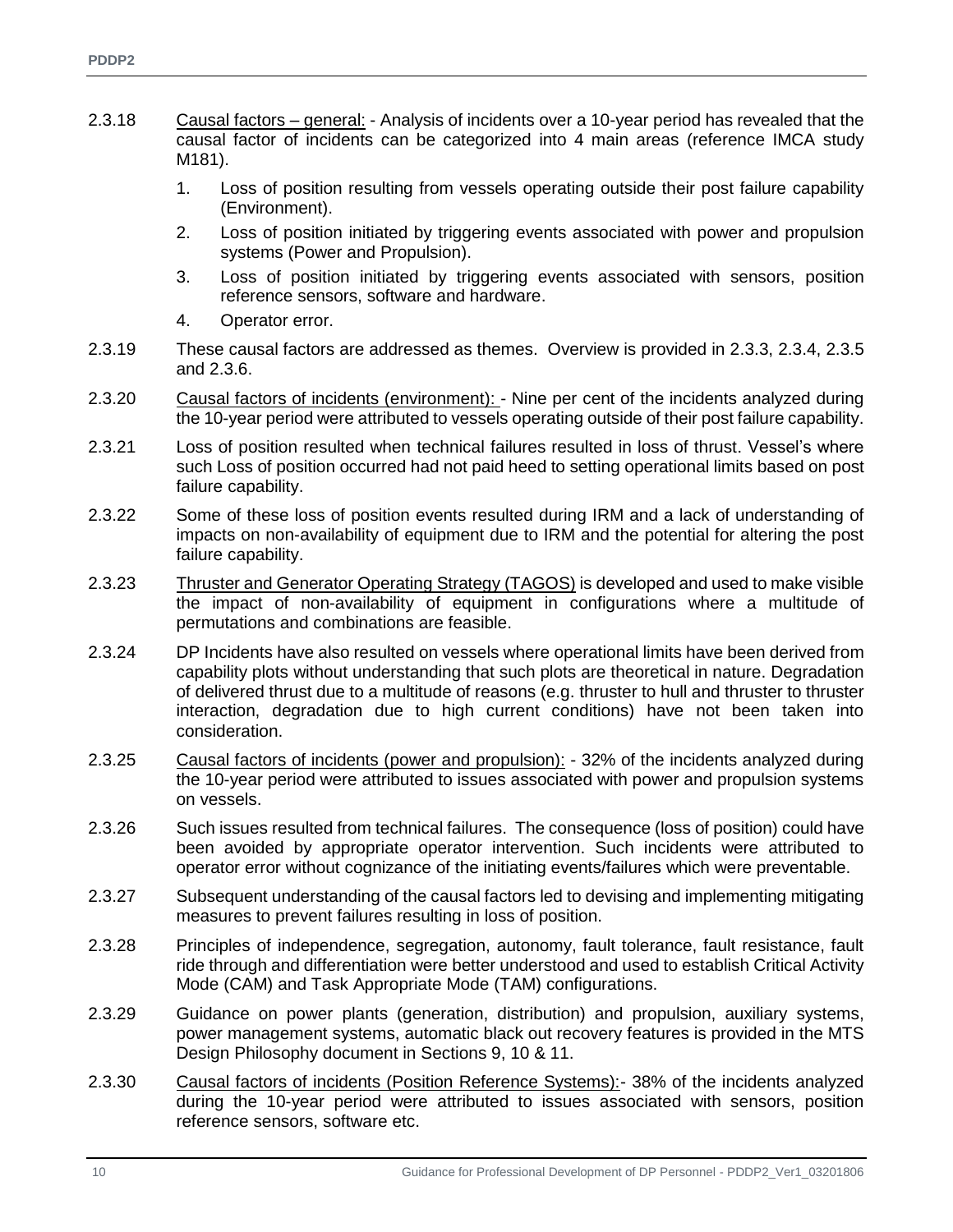2.3.18 Causal factors – general: - Analysis of incidents over a 10-year period has revealed that the causal factor of incidents can be categorized into 4 main areas (reference IMCA study M181).

1. Loss of position resulting from vessels operating outside their post failure capability (Environment).
2. Loss of position initiated by triggering events associated with power and propulsion systems (Power and Propulsion).
3. Loss of position initiated by triggering events associated with sensors, position reference sensors, software and hardware.
4. Operator error.

2.3.19 These causal factors are addressed as themes. Overview is provided in 2.3.3, 2.3.4, 2.3.5 and 2.3.6.

2.3.20 Causal factors of incidents (environment): - Nine per cent of the incidents analyzed during the 10-year period were attributed to vessels operating outside of their post failure capability.

2.3.21 Loss of position resulted when technical failures resulted in loss of thrust. Vessel's where such Loss of position occurred had not paid heed to setting operational limits based on post failure capability.

2.3.22 Some of these loss of position events resulted during IRM and a lack of understanding of impacts on non-availability of equipment due to IRM and the potential for altering the post failure capability.

2.3.23 Thruster and Generator Operating Strategy (TAGOS) is developed and used to make visible the impact of non-availability of equipment in configurations where a multitude of permutations and combinations are feasible.

2.3.24 DP Incidents have also resulted on vessels where operational limits have been derived from capability plots without understanding that such plots are theoretical in nature. Degradation of delivered thrust due to a multitude of reasons (e.g. thruster to hull and thruster to thruster interaction, degradation due to high current conditions) have not been taken into consideration.

2.3.25 Causal factors of incidents (power and propulsion): - 32% of the incidents analyzed during the 10-year period were attributed to issues associated with power and propulsion systems on vessels.

2.3.26 Such issues resulted from technical failures. The consequence (loss of position) could have been avoided by appropriate operator intervention. Such incidents were attributed to operator error without cognizance of the initiating events/failures which were preventable.

2.3.27 Subsequent understanding of the causal factors led to devising and implementing mitigating measures to prevent failures resulting in loss of position.

2.3.28 Principles of independence, segregation, autonomy, fault tolerance, fault resistance, fault ride through and differentiation were better understood and used to establish Critical Activity Mode (CAM) and Task Appropriate Mode (TAM) configurations.

2.3.29 Guidance on power plants (generation, distribution) and propulsion, auxiliary systems, power management systems, automatic black out recovery features is provided in the MTS Design Philosophy document in Sections 9, 10 & 11.

2.3.30 Causal factors of incidents (Position Reference Systems):- 38% of the incidents analyzed during the 10-year period were attributed to issues associated with sensors, position reference sensors, software etc.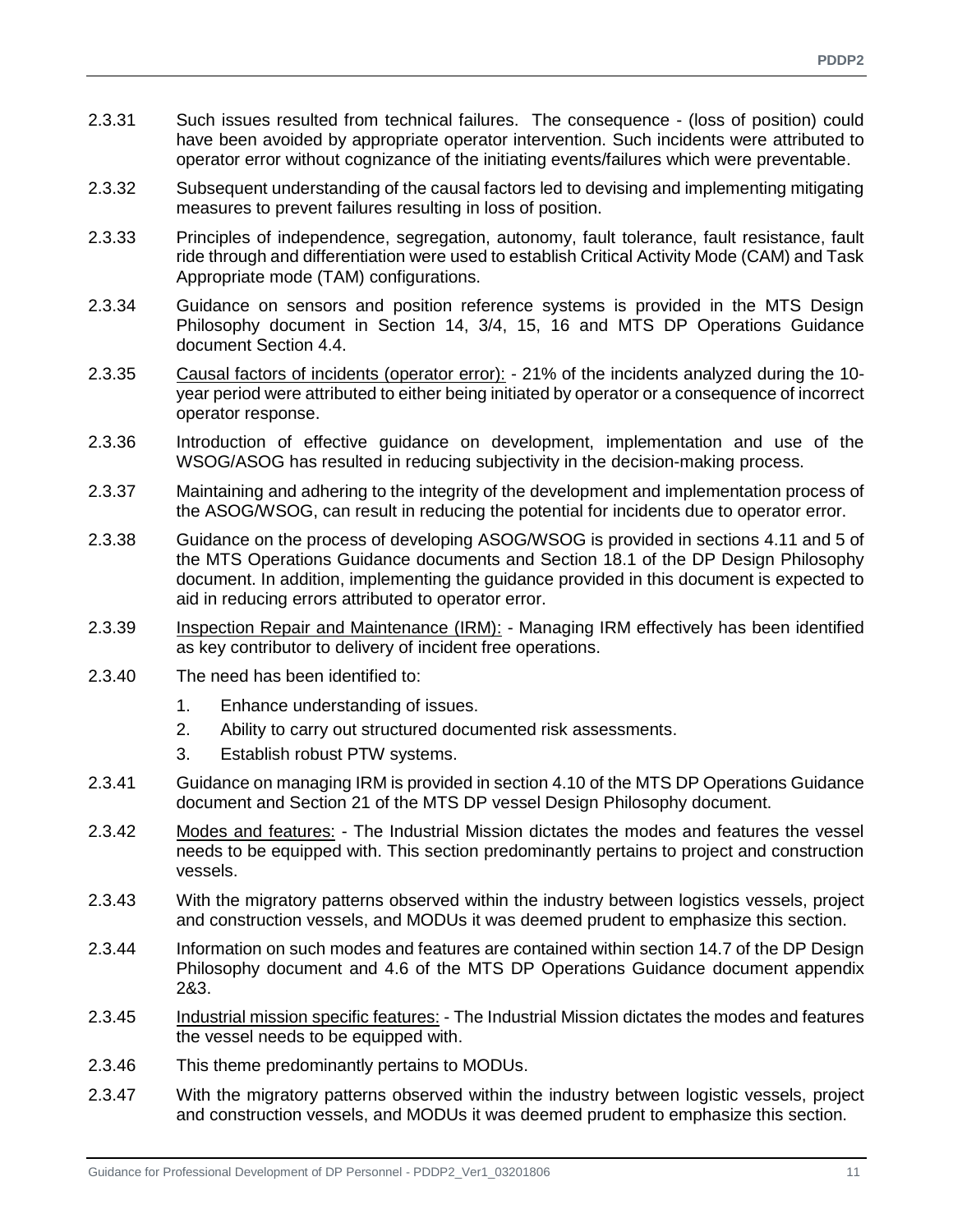2.3.31 Such issues resulted from technical failures. The consequence - (loss of position) could have been avoided by appropriate operator intervention. Such incidents were attributed to operator error without cognizance of the initiating events/failures which were preventable.

2.3.32 Subsequent understanding of the causal factors led to devising and implementing mitigating measures to prevent failures resulting in loss of position.

2.3.33 Principles of independence, segregation, autonomy, fault tolerance, fault resistance, fault ride through and differentiation were used to establish Critical Activity Mode (CAM) and Task Appropriate mode (TAM) configurations.

2.3.34 Guidance on sensors and position reference systems is provided in the MTS Design Philosophy document in Section 14, 3/4, 15, 16 and MTS DP Operations Guidance document Section 4.4.

2.3.35 <u>Causal factors of incidents (operator error):</u> - 21% of the incidents analyzed during the 10-year period were attributed to either being initiated by operator or a consequence of incorrect operator response.

2.3.36 Introduction of effective guidance on development, implementation and use of the WSOG/ASOG has resulted in reducing subjectivity in the decision-making process.

2.3.37 Maintaining and adhering to the integrity of the development and implementation process of the ASOG/WSOG, can result in reducing the potential for incidents due to operator error.

2.3.38 Guidance on the process of developing ASOG/WSOG is provided in sections 4.11 and 5 of the MTS Operations Guidance documents and Section 18.1 of the DP Design Philosophy document. In addition, implementing the guidance provided in this document is expected to aid in reducing errors attributed to operator error.

2.3.39 <u>Inspection Repair and Maintenance (IRM):</u> - Managing IRM effectively has been identified as key contributor to delivery of incident free operations.

2.3.40 The need has been identified to:

1. Enhance understanding of issues.
2. Ability to carry out structured documented risk assessments.
3. Establish robust PTW systems.

2.3.41 Guidance on managing IRM is provided in section 4.10 of the MTS DP Operations Guidance document and Section 21 of the MTS DP vessel Design Philosophy document.

2.3.42 <u>Modes and features:</u> - The Industrial Mission dictates the modes and features the vessel needs to be equipped with. This section predominantly pertains to project and construction vessels.

2.3.43 With the migratory patterns observed within the industry between logistics vessels, project and construction vessels, and MODUs it was deemed prudent to emphasize this section.

2.3.44 Information on such modes and features are contained within section 14.7 of the DP Design Philosophy document and 4.6 of the MTS DP Operations Guidance document appendix 2&3.

2.3.45 <u>Industrial mission specific features:</u> - The Industrial Mission dictates the modes and features the vessel needs to be equipped with.

2.3.46 This theme predominantly pertains to MODUs.

2.3.47 With the migratory patterns observed within the industry between logistic vessels, project and construction vessels, and MODUs it was deemed prudent to emphasize this section.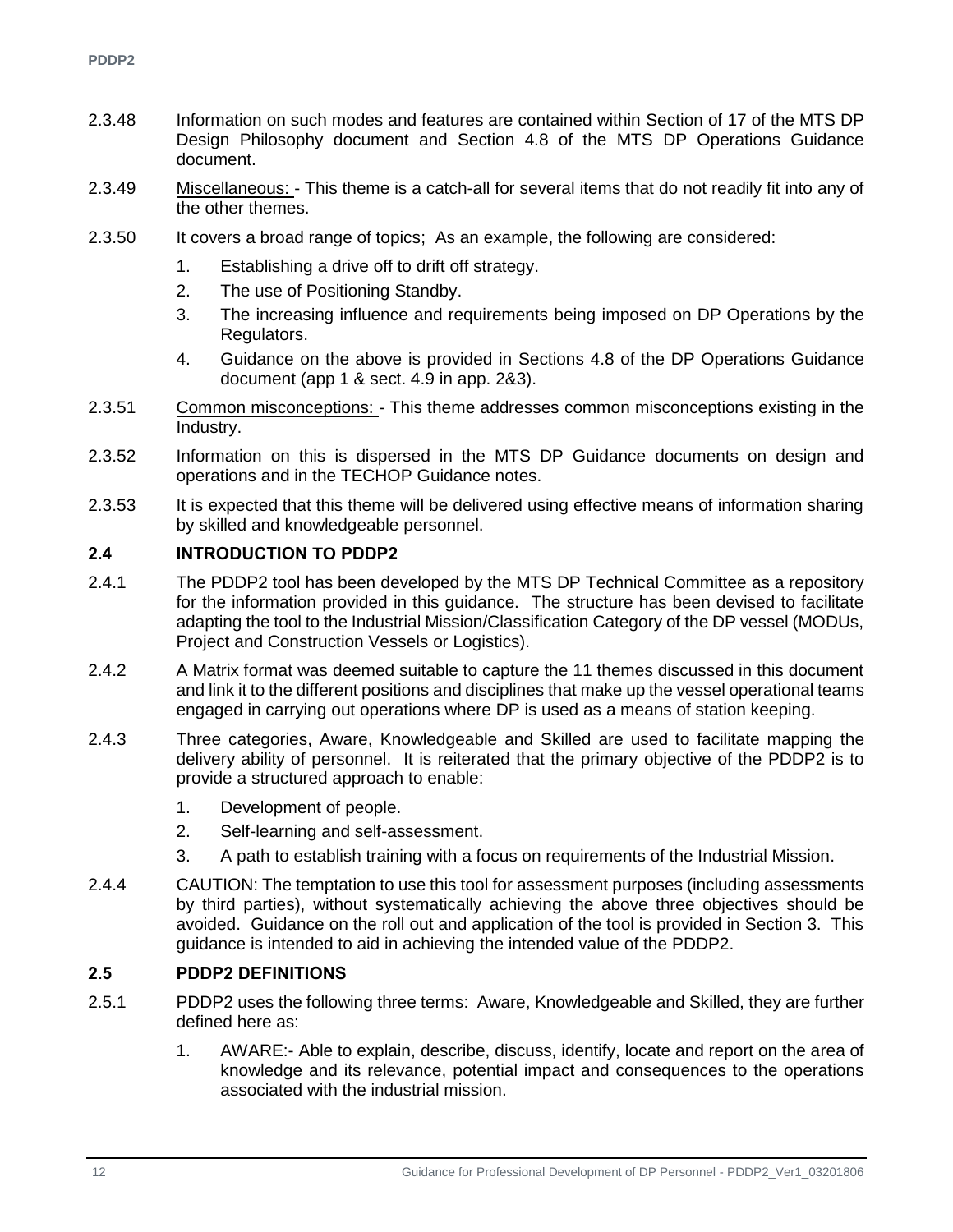2.3.48 Information on such modes and features are contained within Section of 17 of the MTS DP Design Philosophy document and Section 4.8 of the MTS DP Operations Guidance document.

2.3.49 Miscellaneous: - This theme is a catch-all for several items that do not readily fit into any of the other themes.

2.3.50 It covers a broad range of topics; As an example, the following are considered:

1. Establishing a drive off to drift off strategy.
2. The use of Positioning Standby.
3. The increasing influence and requirements being imposed on DP Operations by the Regulators.
4. Guidance on the above is provided in Sections 4.8 of the DP Operations Guidance document (app 1 & sect. 4.9 in app. 2&3).

2.3.51 Common misconceptions: - This theme addresses common misconceptions existing in the Industry.

2.3.52 Information on this is dispersed in the MTS DP Guidance documents on design and operations and in the TECHOP Guidance notes.

2.3.53 It is expected that this theme will be delivered using effective means of information sharing by skilled and knowledgeable personnel.

## 2.4 INTRODUCTION TO PDDP2

2.4.1 The PDDP2 tool has been developed by the MTS DP Technical Committee as a repository for the information provided in this guidance. The structure has been devised to facilitate adapting the tool to the Industrial Mission/Classification Category of the DP vessel (MODUs, Project and Construction Vessels or Logistics).

2.4.2 A Matrix format was deemed suitable to capture the 11 themes discussed in this document and link it to the different positions and disciplines that make up the vessel operational teams engaged in carrying out operations where DP is used as a means of station keeping.

2.4.3 Three categories, Aware, Knowledgeable and Skilled are used to facilitate mapping the delivery ability of personnel. It is reiterated that the primary objective of the PDDP2 is to provide a structured approach to enable:

1. Development of people.
2. Self-learning and self-assessment.
3. A path to establish training with a focus on requirements of the Industrial Mission.

2.4.4 CAUTION: The temptation to use this tool for assessment purposes (including assessments by third parties), without systematically achieving the above three objectives should be avoided. Guidance on the roll out and application of the tool is provided in Section 3. This guidance is intended to aid in achieving the intended value of the PDDP2.

## 2.5 PDDP2 DEFINITIONS

2.5.1 PDDP2 uses the following three terms: Aware, Knowledgeable and Skilled, they are further defined here as:

1. AWARE:- Able to explain, describe, discuss, identify, locate and report on the area of knowledge and its relevance, potential impact and consequences to the operations associated with the industrial mission.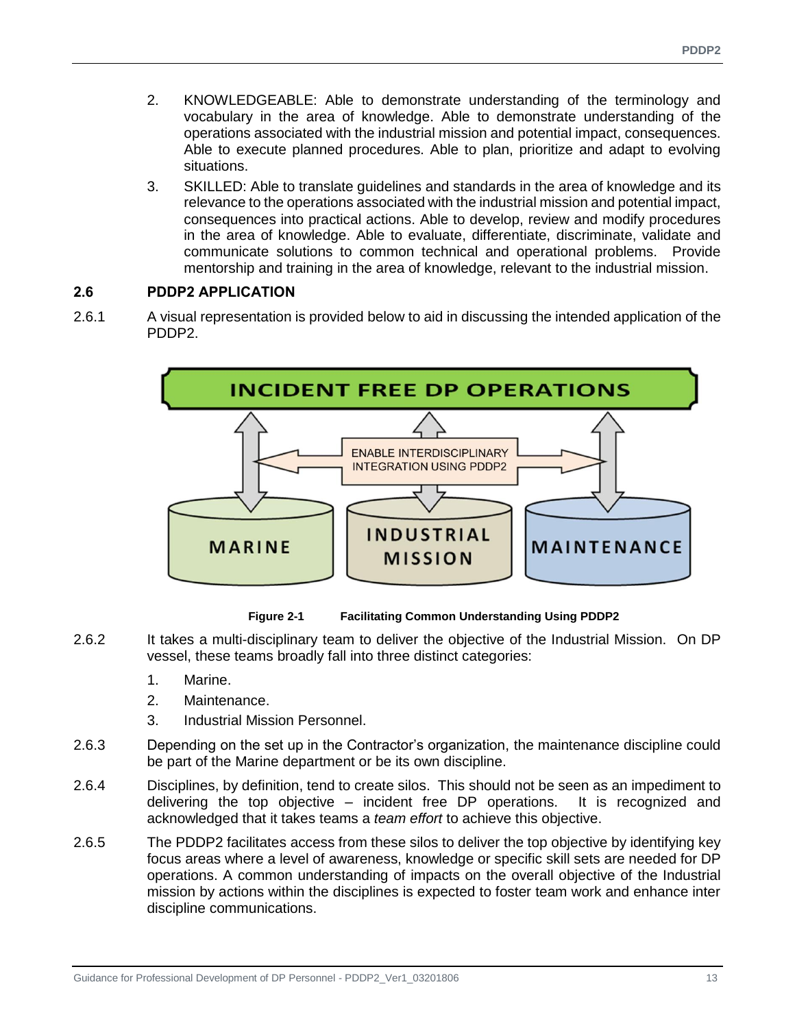2. KNOWLEDGEABLE: Able to demonstrate understanding of the terminology and vocabulary in the area of knowledge. Able to demonstrate understanding of the operations associated with the industrial mission and potential impact, consequences. Able to execute planned procedures. Able to plan, prioritize and adapt to evolving situations.
3. SKILLED: Able to translate guidelines and standards in the area of knowledge and its relevance to the operations associated with the industrial mission and potential impact, consequences into practical actions. Able to develop, review and modify procedures in the area of knowledge. Able to evaluate, differentiate, discriminate, validate and communicate solutions to common technical and operational problems. Provide mentorship and training in the area of knowledge, relevant to the industrial mission.

## 2.6 PDDP2 APPLICATION

2.6.1 A visual representation is provided below to aid in discussing the intended application of the PDDP2.

INCIDENT FREE DP OPERATIONS

ENABLE INTERDISCIPLINARY INTEGRATION USING PDDP2

MARINE | INDUSTRIAL MISSION | MAINTENANCE

**Figure 2-1 Facilitating Common Understanding Using PDDP2**

2.6.2 It takes a multi-disciplinary team to deliver the objective of the Industrial Mission. On DP vessel, these teams broadly fall into three distinct categories:

1. Marine.
2. Maintenance.
3. Industrial Mission Personnel.

2.6.3 Depending on the set up in the Contractor's organization, the maintenance discipline could be part of the Marine department or be its own discipline.

2.6.4 Disciplines, by definition, tend to create silos. This should not be seen as an impediment to delivering the top objective – incident free DP operations. It is recognized and acknowledged that it takes teams a *team effort* to achieve this objective.

2.6.5 The PDDP2 facilitates access from these silos to deliver the top objective by identifying key focus areas where a level of awareness, knowledge or specific skill sets are needed for DP operations. A common understanding of impacts on the overall objective of the Industrial mission by actions within the disciplines is expected to foster team work and enhance inter discipline communications.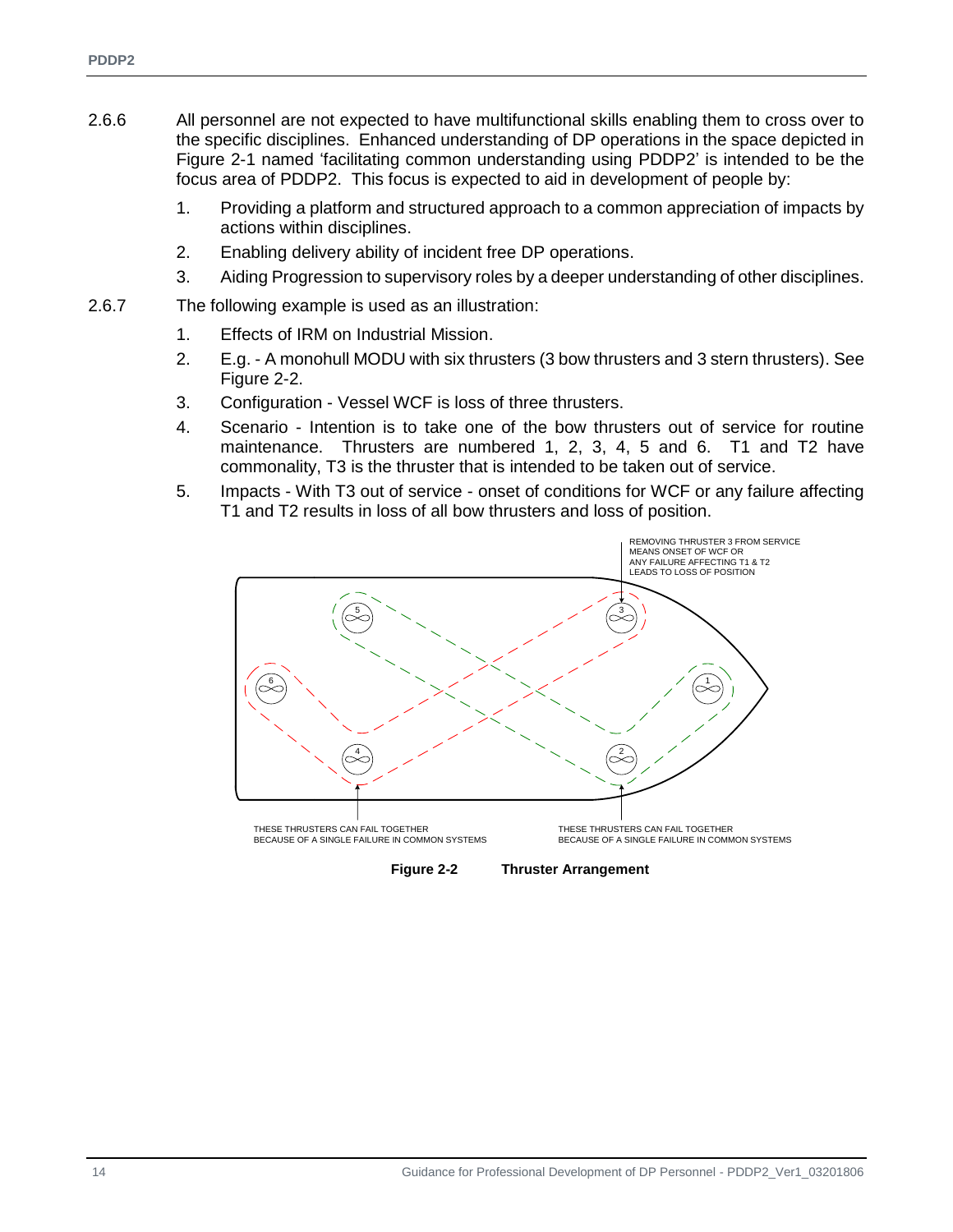2.6.6 All personnel are not expected to have multifunctional skills enabling them to cross over to the specific disciplines. Enhanced understanding of DP operations in the space depicted in Figure 2-1 named 'facilitating common understanding using PDDP2' is intended to be the focus area of PDDP2. This focus is expected to aid in development of people by:

1. Providing a platform and structured approach to a common appreciation of impacts by actions within disciplines.
2. Enabling delivery ability of incident free DP operations.
3. Aiding Progression to supervisory roles by a deeper understanding of other disciplines.

2.6.7 The following example is used as an illustration:

1. Effects of IRM on Industrial Mission.
2. E.g. - A monohull MODU with six thrusters (3 bow thrusters and 3 stern thrusters). See Figure 2-2.
3. Configuration - Vessel WCF is loss of three thrusters.
4. Scenario - Intention is to take one of the bow thrusters out of service for routine maintenance. Thrusters are numbered 1, 2, 3, 4, 5 and 6. T1 and T2 have commonality, T3 is the thruster that is intended to be taken out of service.
5. Impacts - With T3 out of service - onset of conditions for WCF or any failure affecting T1 and T2 results in loss of all bow thrusters and loss of position.

REMOVING THRUSTER 3 FROM SERVICE MEANS ONSET OF WCF OR ANY FAILURE AFFECTING T1 & T2 LEADS TO LOSS OF POSITION

THESE THRUSTERS CAN FAIL TOGETHER BECAUSE OF A SINGLE FAILURE IN COMMON SYSTEMS

THESE THRUSTERS CAN FAIL TOGETHER BECAUSE OF A SINGLE FAILURE IN COMMON SYSTEMS

**Figure 2-2 Thruster Arrangement**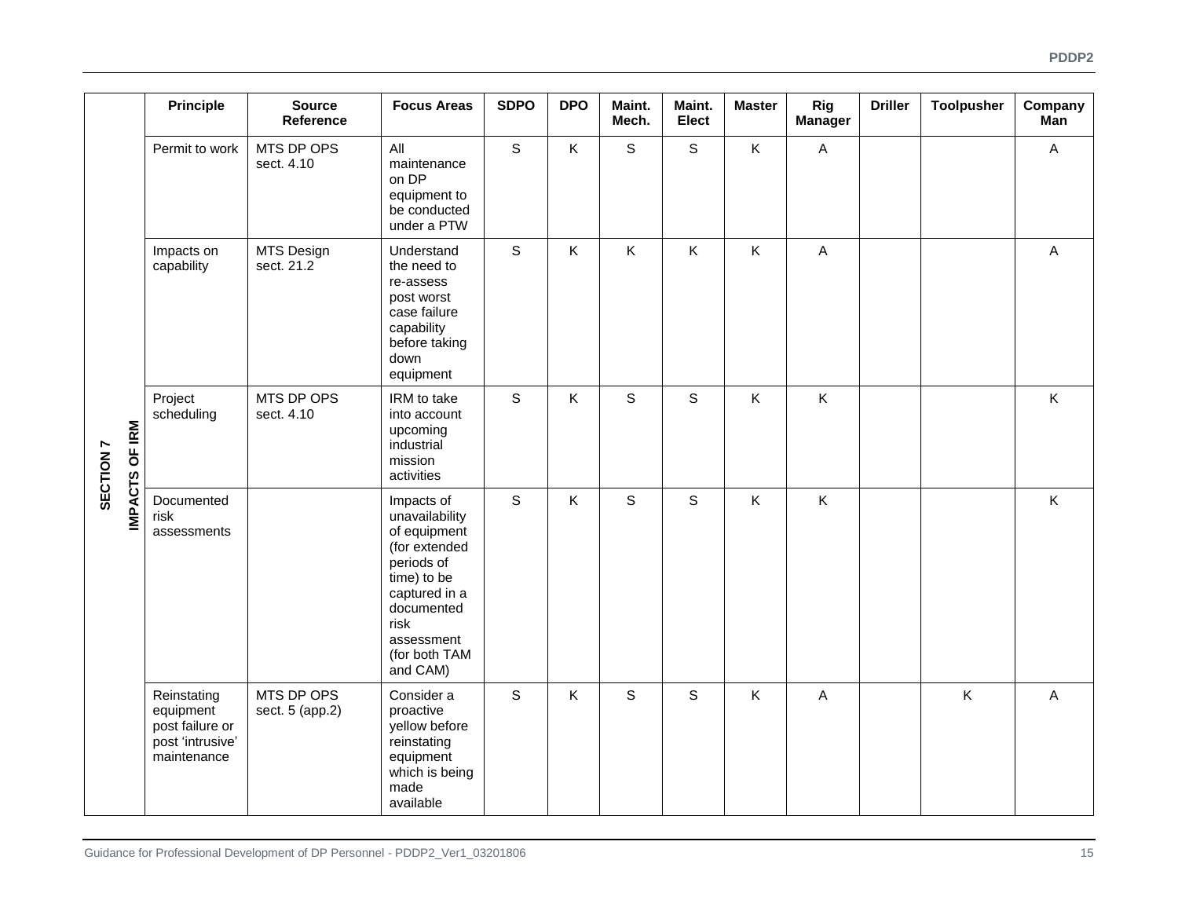| | Principle | Source Reference | Focus Areas | SDPO | DPO | Maint. Mech. | Maint. Elect | Master | Rig Manager | Driller | Toolpusher | Company Man |
|---|---|---|---|---|---|---|---|---|---|---|---|---|
| SECTION 7 IMPACTS OF IRM | Permit to work | MTS DP OPS sect. 4.10 | All maintenance on DP equipment to be conducted under a PTW | S | K | S | S | K | A | | | A |
| | Impacts on capability | MTS Design sect. 21.2 | Understand the need to re-assess post worst case failure capability before taking down equipment | S | K | K | K | K | A | | | A |
| | Project scheduling | MTS DP OPS sect. 4.10 | IRM to take into account upcoming industrial mission activities | S | K | S | S | K | K | | | K |
| | Documented risk assessments | | Impacts of unavailability of equipment (for extended periods of time) to be captured in a documented risk assessment (for both TAM and CAM) | S | K | S | S | K | K | | | K |
| | Reinstating equipment post failure or post 'intrusive' maintenance | MTS DP OPS sect. 5 (app.2) | Consider a proactive yellow before reinstating equipment which is being made available | S | K | S | S | K | A | | K | A |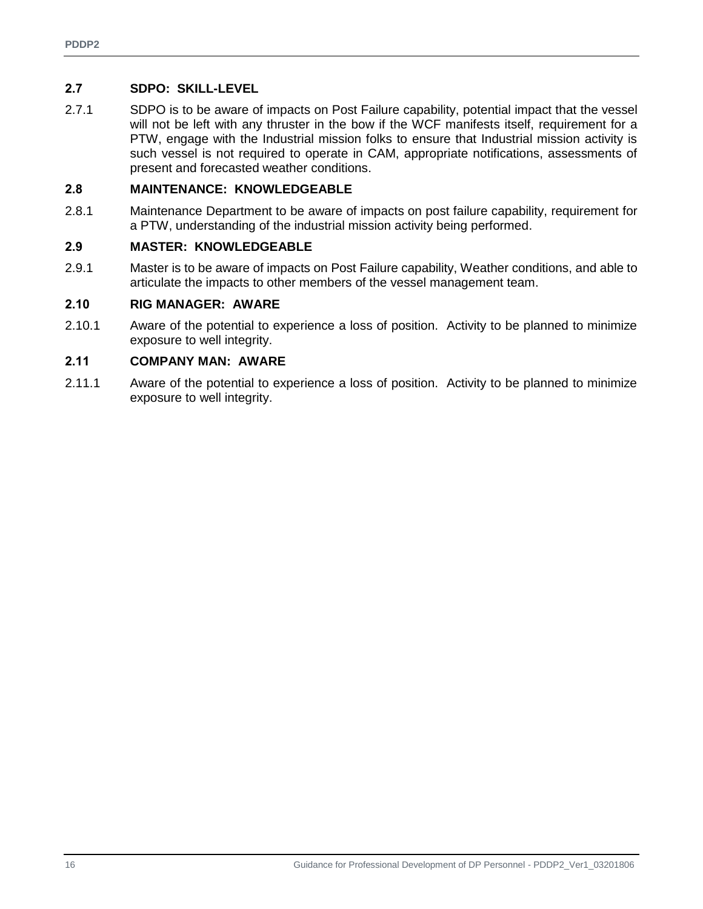## 2.7 SDPO: SKILL-LEVEL

2.7.1 SDPO is to be aware of impacts on Post Failure capability, potential impact that the vessel will not be left with any thruster in the bow if the WCF manifests itself, requirement for a PTW, engage with the Industrial mission folks to ensure that Industrial mission activity is such vessel is not required to operate in CAM, appropriate notifications, assessments of present and forecasted weather conditions.

## 2.8 MAINTENANCE: KNOWLEDGEABLE

2.8.1 Maintenance Department to be aware of impacts on post failure capability, requirement for a PTW, understanding of the industrial mission activity being performed.

## 2.9 MASTER: KNOWLEDGEABLE

2.9.1 Master is to be aware of impacts on Post Failure capability, Weather conditions, and able to articulate the impacts to other members of the vessel management team.

## 2.10 RIG MANAGER: AWARE

2.10.1 Aware of the potential to experience a loss of position. Activity to be planned to minimize exposure to well integrity.

## 2.11 COMPANY MAN: AWARE

2.11.1 Aware of the potential to experience a loss of position. Activity to be planned to minimize exposure to well integrity.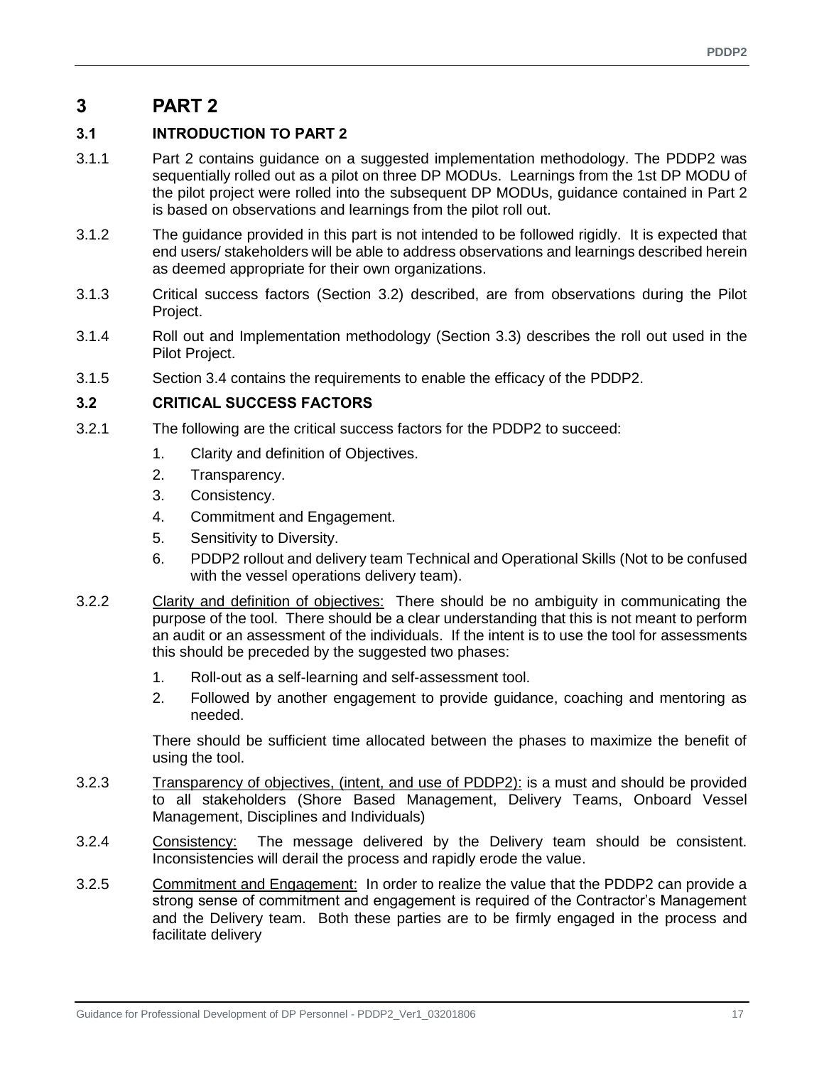# 3 PART 2

## 3.1 INTRODUCTION TO PART 2

3.1.1 Part 2 contains guidance on a suggested implementation methodology. The PDDP2 was sequentially rolled out as a pilot on three DP MODUs. Learnings from the 1st DP MODU of the pilot project were rolled into the subsequent DP MODUs, guidance contained in Part 2 is based on observations and learnings from the pilot roll out.

3.1.2 The guidance provided in this part is not intended to be followed rigidly. It is expected that end users/ stakeholders will be able to address observations and learnings described herein as deemed appropriate for their own organizations.

3.1.3 Critical success factors (Section 3.2) described, are from observations during the Pilot Project.

3.1.4 Roll out and Implementation methodology (Section 3.3) describes the roll out used in the Pilot Project.

3.1.5 Section 3.4 contains the requirements to enable the efficacy of the PDDP2.

## 3.2 CRITICAL SUCCESS FACTORS

3.2.1 The following are the critical success factors for the PDDP2 to succeed:

1. Clarity and definition of Objectives.
2. Transparency.
3. Consistency.
4. Commitment and Engagement.
5. Sensitivity to Diversity.
6. PDDP2 rollout and delivery team Technical and Operational Skills (Not to be confused with the vessel operations delivery team).

3.2.2 Clarity and definition of objectives: There should be no ambiguity in communicating the purpose of the tool. There should be a clear understanding that this is not meant to perform an audit or an assessment of the individuals. If the intent is to use the tool for assessments this should be preceded by the suggested two phases:

1. Roll-out as a self-learning and self-assessment tool.
2. Followed by another engagement to provide guidance, coaching and mentoring as needed.

There should be sufficient time allocated between the phases to maximize the benefit of using the tool.

3.2.3 Transparency of objectives, (intent, and use of PDDP2): is a must and should be provided to all stakeholders (Shore Based Management, Delivery Teams, Onboard Vessel Management, Disciplines and Individuals)

3.2.4 Consistency: The message delivered by the Delivery team should be consistent. Inconsistencies will derail the process and rapidly erode the value.

3.2.5 Commitment and Engagement: In order to realize the value that the PDDP2 can provide a strong sense of commitment and engagement is required of the Contractor's Management and the Delivery team. Both these parties are to be firmly engaged in the process and facilitate delivery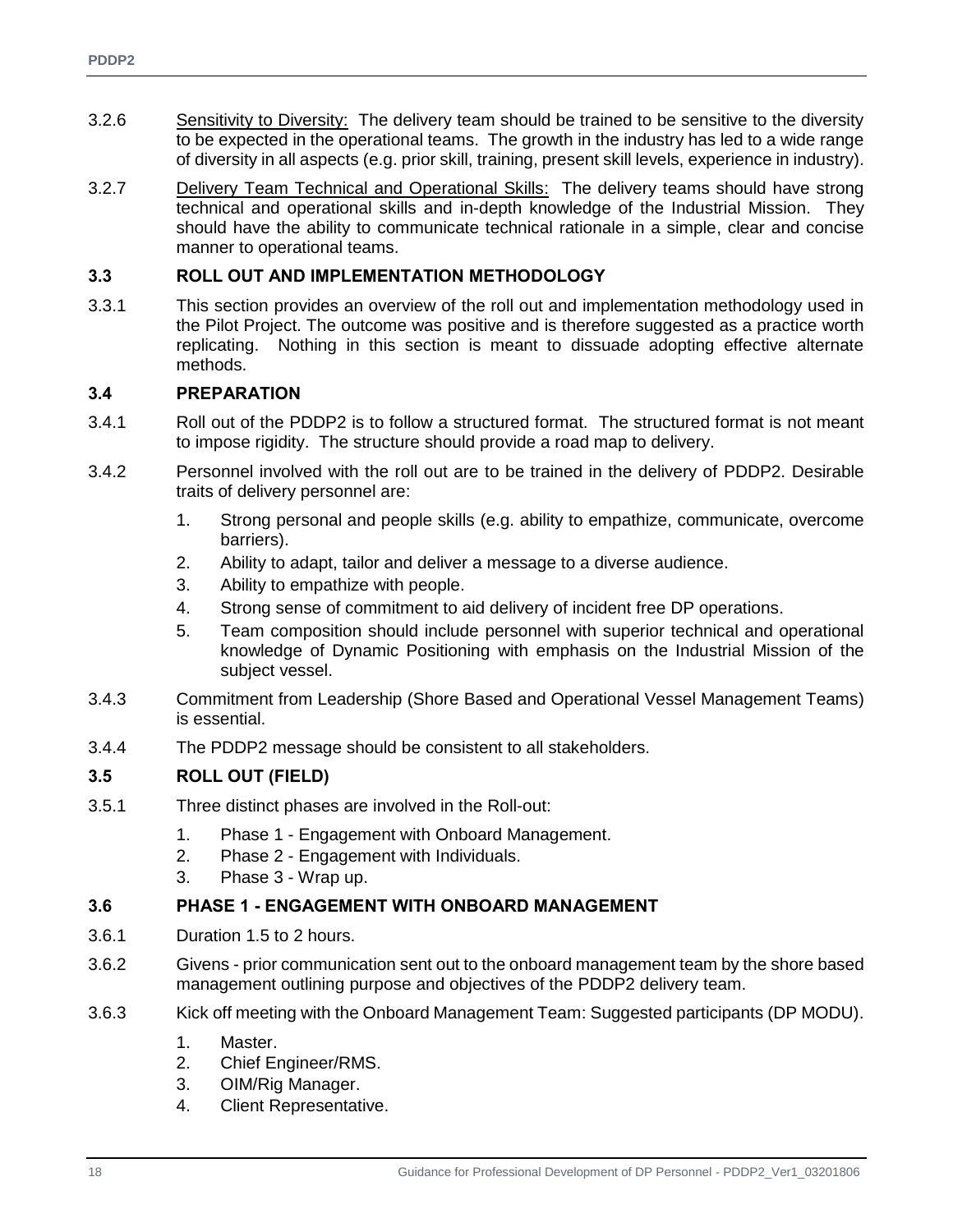3.2.6 Sensitivity to Diversity: The delivery team should be trained to be sensitive to the diversity to be expected in the operational teams. The growth in the industry has led to a wide range of diversity in all aspects (e.g. prior skill, training, present skill levels, experience in industry).

3.2.7 Delivery Team Technical and Operational Skills: The delivery teams should have strong technical and operational skills and in-depth knowledge of the Industrial Mission. They should have the ability to communicate technical rationale in a simple, clear and concise manner to operational teams.

## 3.3 ROLL OUT AND IMPLEMENTATION METHODOLOGY

3.3.1 This section provides an overview of the roll out and implementation methodology used in the Pilot Project. The outcome was positive and is therefore suggested as a practice worth replicating. Nothing in this section is meant to dissuade adopting effective alternate methods.

## 3.4 PREPARATION

3.4.1 Roll out of the PDDP2 is to follow a structured format. The structured format is not meant to impose rigidity. The structure should provide a road map to delivery.

3.4.2 Personnel involved with the roll out are to be trained in the delivery of PDDP2. Desirable traits of delivery personnel are:

1. Strong personal and people skills (e.g. ability to empathize, communicate, overcome barriers).
2. Ability to adapt, tailor and deliver a message to a diverse audience.
3. Ability to empathize with people.
4. Strong sense of commitment to aid delivery of incident free DP operations.
5. Team composition should include personnel with superior technical and operational knowledge of Dynamic Positioning with emphasis on the Industrial Mission of the subject vessel.

3.4.3 Commitment from Leadership (Shore Based and Operational Vessel Management Teams) is essential.

3.4.4 The PDDP2 message should be consistent to all stakeholders.

## 3.5 ROLL OUT (FIELD)

3.5.1 Three distinct phases are involved in the Roll-out:

1. Phase 1 - Engagement with Onboard Management.
2. Phase 2 - Engagement with Individuals.
3. Phase 3 - Wrap up.

## 3.6 PHASE 1 - ENGAGEMENT WITH ONBOARD MANAGEMENT

3.6.1 Duration 1.5 to 2 hours.

3.6.2 Givens - prior communication sent out to the onboard management team by the shore based management outlining purpose and objectives of the PDDP2 delivery team.

3.6.3 Kick off meeting with the Onboard Management Team: Suggested participants (DP MODU).

1. Master.
2. Chief Engineer/RMS.
3. OIM/Rig Manager.
4. Client Representative.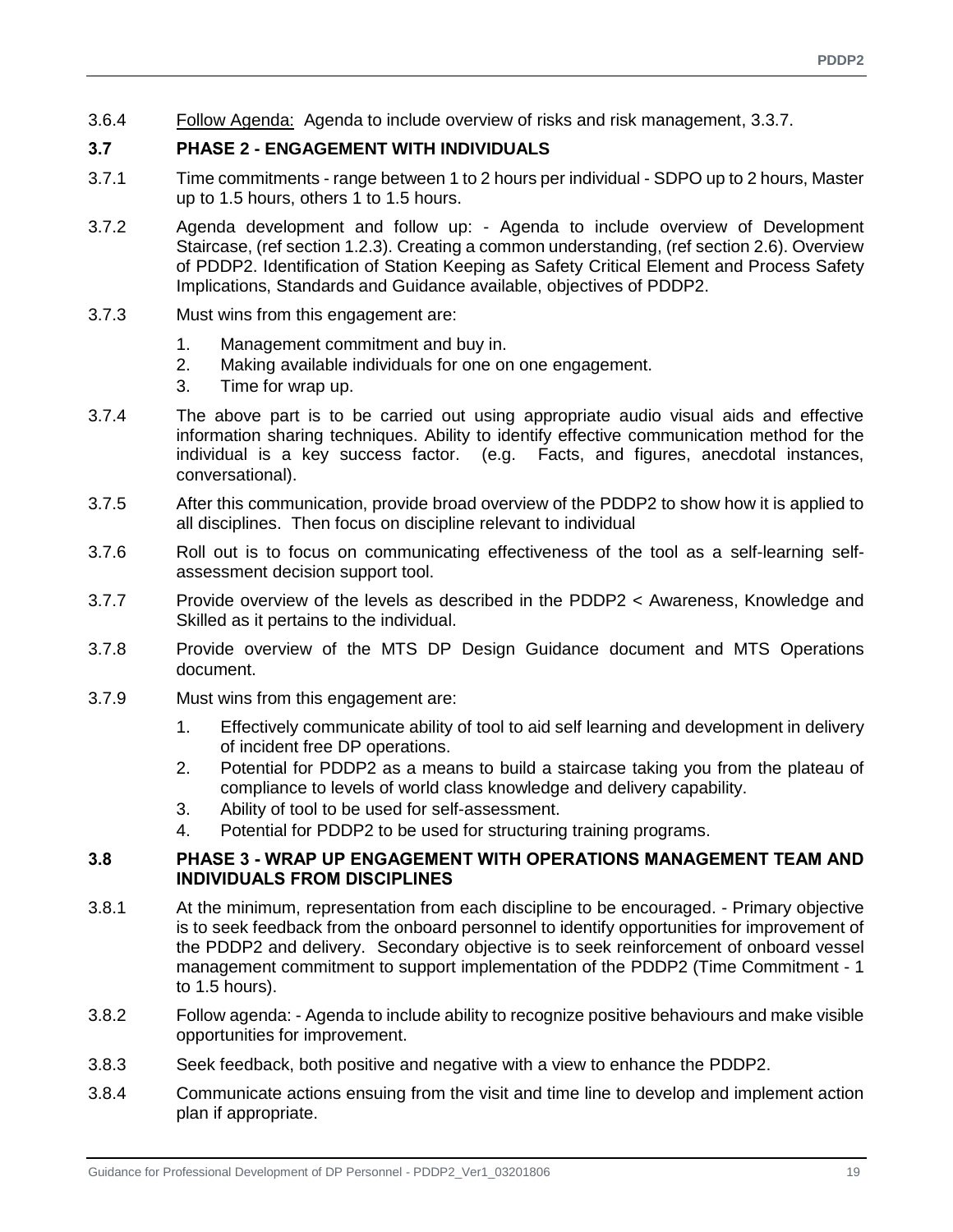3.6.4 Follow Agenda: Agenda to include overview of risks and risk management, 3.3.7.

### 3.7 PHASE 2 - ENGAGEMENT WITH INDIVIDUALS

3.7.1 Time commitments - range between 1 to 2 hours per individual - SDPO up to 2 hours, Master up to 1.5 hours, others 1 to 1.5 hours.

3.7.2 Agenda development and follow up: - Agenda to include overview of Development Staircase, (ref section 1.2.3). Creating a common understanding, (ref section 2.6). Overview of PDDP2. Identification of Station Keeping as Safety Critical Element and Process Safety Implications, Standards and Guidance available, objectives of PDDP2.

3.7.3 Must wins from this engagement are:

1. Management commitment and buy in.
2. Making available individuals for one on one engagement.
3. Time for wrap up.

3.7.4 The above part is to be carried out using appropriate audio visual aids and effective information sharing techniques. Ability to identify effective communication method for the individual is a key success factor. (e.g. Facts, and figures, anecdotal instances, conversational).

3.7.5 After this communication, provide broad overview of the PDDP2 to show how it is applied to all disciplines. Then focus on discipline relevant to individual

3.7.6 Roll out is to focus on communicating effectiveness of the tool as a self-learning self-assessment decision support tool.

3.7.7 Provide overview of the levels as described in the PDDP2 < Awareness, Knowledge and Skilled as it pertains to the individual.

3.7.8 Provide overview of the MTS DP Design Guidance document and MTS Operations document.

3.7.9 Must wins from this engagement are:

1. Effectively communicate ability of tool to aid self learning and development in delivery of incident free DP operations.
2. Potential for PDDP2 as a means to build a staircase taking you from the plateau of compliance to levels of world class knowledge and delivery capability.
3. Ability of tool to be used for self-assessment.
4. Potential for PDDP2 to be used for structuring training programs.

### 3.8 PHASE 3 - WRAP UP ENGAGEMENT WITH OPERATIONS MANAGEMENT TEAM AND INDIVIDUALS FROM DISCIPLINES

3.8.1 At the minimum, representation from each discipline to be encouraged. - Primary objective is to seek feedback from the onboard personnel to identify opportunities for improvement of the PDDP2 and delivery. Secondary objective is to seek reinforcement of onboard vessel management commitment to support implementation of the PDDP2 (Time Commitment - 1 to 1.5 hours).

3.8.2 Follow agenda: - Agenda to include ability to recognize positive behaviours and make visible opportunities for improvement.

3.8.3 Seek feedback, both positive and negative with a view to enhance the PDDP2.

3.8.4 Communicate actions ensuing from the visit and time line to develop and implement action plan if appropriate.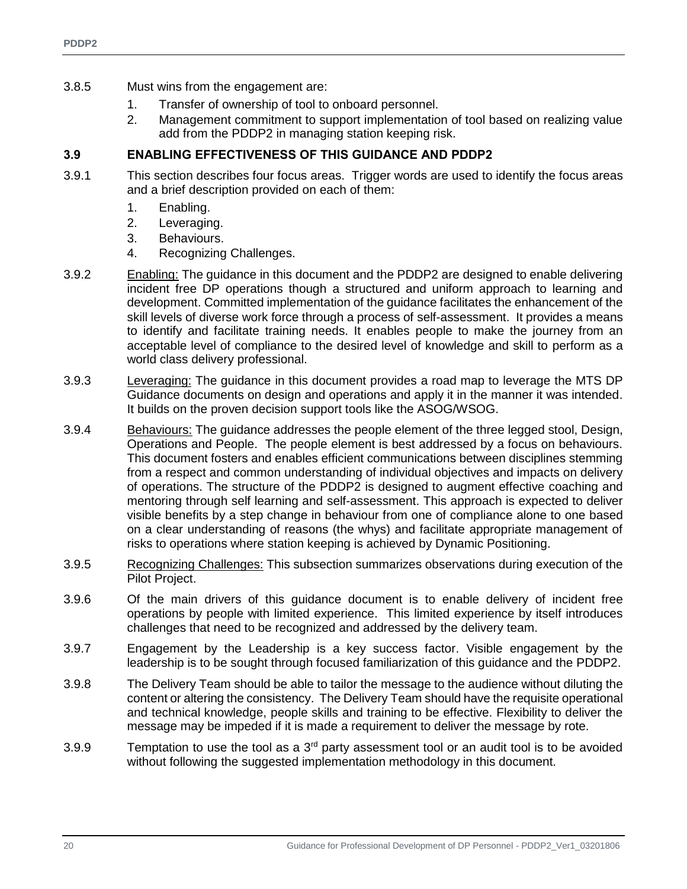3.8.5 Must wins from the engagement are:

1. Transfer of ownership of tool to onboard personnel.
2. Management commitment to support implementation of tool based on realizing value add from the PDDP2 in managing station keeping risk.

### 3.9 ENABLING EFFECTIVENESS OF THIS GUIDANCE AND PDDP2

3.9.1 This section describes four focus areas. Trigger words are used to identify the focus areas and a brief description provided on each of them:

1. Enabling.
2. Leveraging.
3. Behaviours.
4. Recognizing Challenges.

3.9.2 Enabling: The guidance in this document and the PDDP2 are designed to enable delivering incident free DP operations though a structured and uniform approach to learning and development. Committed implementation of the guidance facilitates the enhancement of the skill levels of diverse work force through a process of self-assessment. It provides a means to identify and facilitate training needs. It enables people to make the journey from an acceptable level of compliance to the desired level of knowledge and skill to perform as a world class delivery professional.

3.9.3 Leveraging: The guidance in this document provides a road map to leverage the MTS DP Guidance documents on design and operations and apply it in the manner it was intended. It builds on the proven decision support tools like the ASOG/WSOG.

3.9.4 Behaviours: The guidance addresses the people element of the three legged stool, Design, Operations and People. The people element is best addressed by a focus on behaviours. This document fosters and enables efficient communications between disciplines stemming from a respect and common understanding of individual objectives and impacts on delivery of operations. The structure of the PDDP2 is designed to augment effective coaching and mentoring through self learning and self-assessment. This approach is expected to deliver visible benefits by a step change in behaviour from one of compliance alone to one based on a clear understanding of reasons (the whys) and facilitate appropriate management of risks to operations where station keeping is achieved by Dynamic Positioning.

3.9.5 Recognizing Challenges: This subsection summarizes observations during execution of the Pilot Project.

3.9.6 Of the main drivers of this guidance document is to enable delivery of incident free operations by people with limited experience. This limited experience by itself introduces challenges that need to be recognized and addressed by the delivery team.

3.9.7 Engagement by the Leadership is a key success factor. Visible engagement by the leadership is to be sought through focused familiarization of this guidance and the PDDP2.

3.9.8 The Delivery Team should be able to tailor the message to the audience without diluting the content or altering the consistency. The Delivery Team should have the requisite operational and technical knowledge, people skills and training to be effective. Flexibility to deliver the message may be impeded if it is made a requirement to deliver the message by rote.

3.9.9 Temptation to use the tool as a 3rd party assessment tool or an audit tool is to be avoided without following the suggested implementation methodology in this document.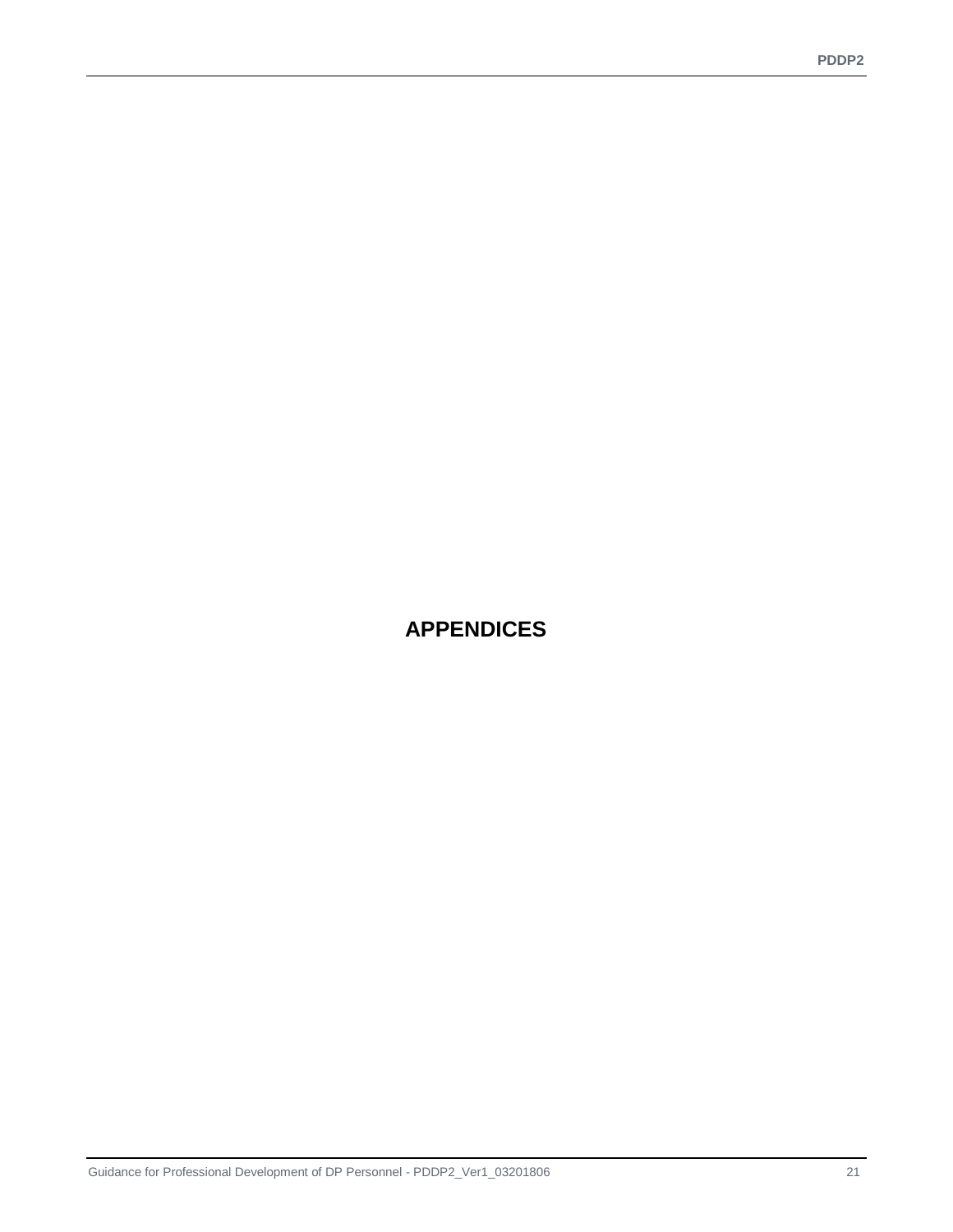# APPENDICES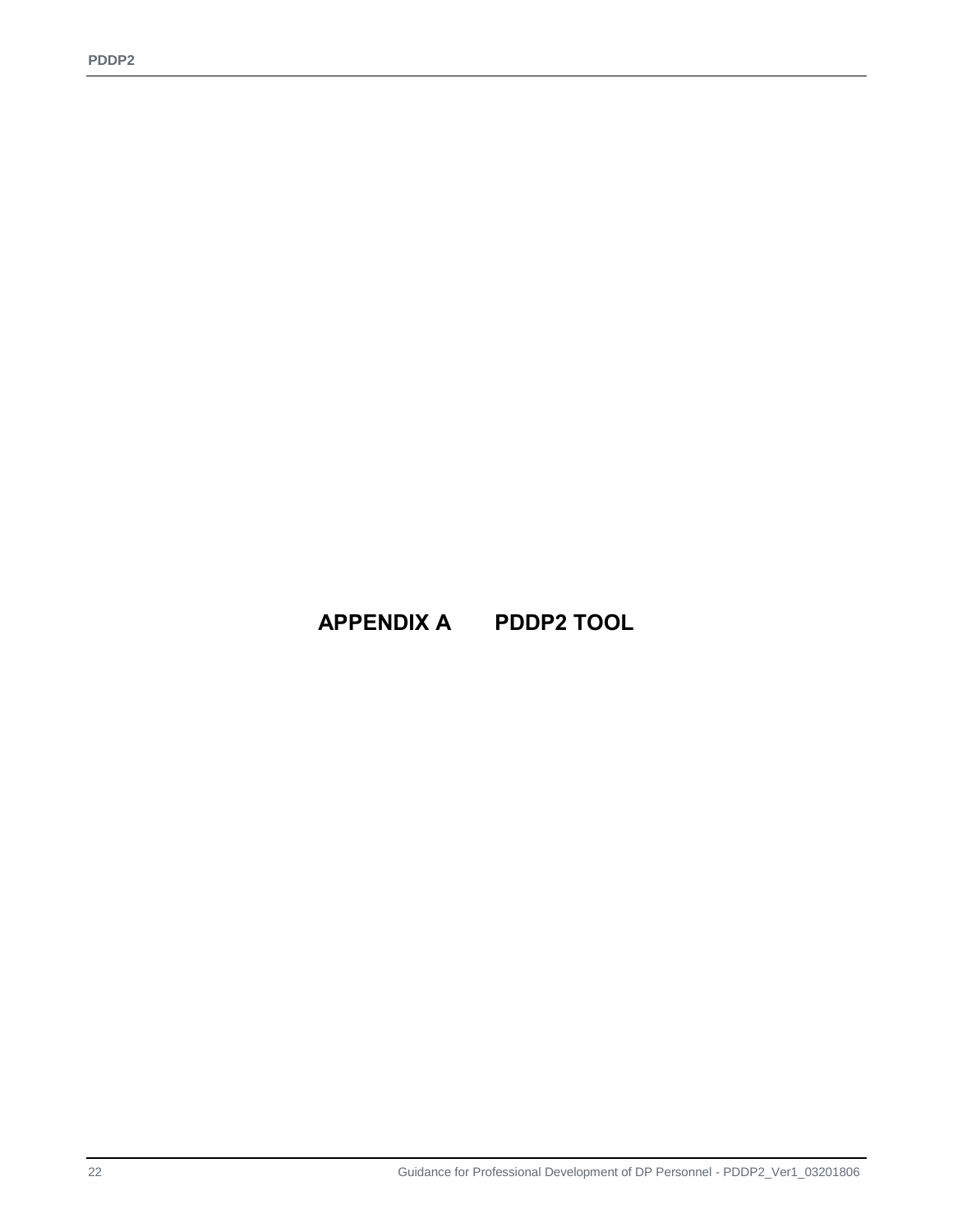# APPENDIX A PDDP2 TOOL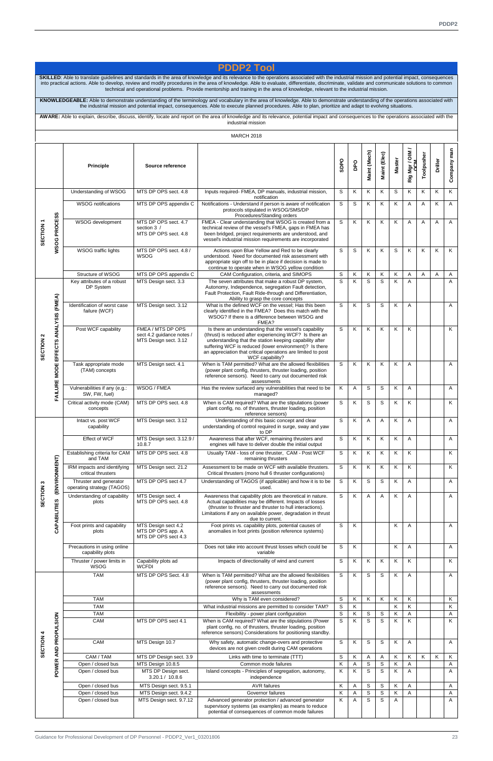# PDDP2 Tool

**SKILLED**: Able to translate guidelines and standards in the area of knowledge and its relevance to the operations associated with the industrial mission and potential impact, consequences into practical actions. Able to develop, review and modify procedures in the area of knowledge. Able to evaluate, differentiate, discriminate, validate and communicate solutions to common technical and operational problems. Provide mentorship and training in the area of knowledge, relevant to the industrial mission.

**KNOWLEDGEABLE:** Able to demonstrate understanding of the terminology and vocabulary in the area of knowledge. Able to demonstrate understanding of the operations associated with the industrial mission and potential impact, consequences. Able to execute planned procedures. Able to plan, prioritize and adapt to evolving situations.

**AWARE:** Able to explain, describe, discuss, identify, locate and report on the area of knowledge and its relevance, potential impact and consequences to the operations associated with the industrial mission

MARCH 2018

| Section | | Principle | Source reference | | SDPO | DPO | Maint (Mech) | Maint (Elec) | Master | Rig Mgr / OIM / OCM | Toolpusher | Driller | Company man |
|---|---|---|---|---|---|---|---|---|---|---|---|---|---|
| SECTION 1 | WSOG PROCESS | Understanding of WSOG | MTS DP OPS sect. 4.8 | Inputs required- FMEA, DP manuals, industrial mission, notification | S | K | K | K | S | K | K | K | K |
| | | WSOG notifications | MTS DP OPS appendix C | Notifications - Understand if person is aware of notification protocols stipulated in WSOG/SMS/DP Procedures/Standing orders | S | S | K | K | K | A | A | K | A |
| | | WSOG development | MTS DP OPS sect. 4.7 section 3 / MTS DP OPS sect. 4.8 | FMEA - Clear understanding that WSOG is created from a technical review of the vessel's FMEA, gaps in FMEA has been bridged, project requirements are understood, and vessel's industrial mission requirements are incorporated | S | K | K | K | K | A | A | A | A |
| | | WSOG traffic lights | MTS DP OPS sect. 4.8 / WSOG | Actions upon Blue Yellow and Red to be clearly understood. Need for documented risk assessment with appropriate sign off to be in place if decision is made to continue to operate when in WSOG yellow condition | S | S | K | K | S | K | K | K | K |
| | | Structure of WSOG | MTS DP OPS appendix C | CAM Configuration, criteria, and SIMOPS | S | K | K | K | K | A | A | A | A |
| SECTION 2 | FAILURE MODE EFFECTS ANALYSIS (FMEA) | Key attributes of a robust DP System | MTS Design sect. 3.3 | The seven attributes that make a robust DP system, Autonomy, Independence, segregation Fault Detection, Fault Protection, Fault Ride-through and Differentiation, Ability to grasp the core concepts | S | K | S | S | K | A | | | A |
| | | Identification of worst case failure (WCF) | MTS Design sect. 3.12 | What is the defined WCF on the vessel; Has this been clearly identified in the FMEA? Does this match with the WSOG? If there is a difference between WSOG and FMEA? | S | K | S | S | K | A | | | A |
| | | Post WCF capability | FMEA / MTS DP OPS sect 4.2 guidance notes / MTS Design sect. 3.12 | Is there an understanding that the vessel's capability (thrust) is reduced after experiencing WCF? Is there an understanding that the station keeping capability after suffering WCF is reduced (lower environment)? Is there an appreciation that critical operations are limited to post WCF capability? | S | K | K | K | K | K | | | K |
| | | Task appropriate mode (TAM) concepts | MTS Design sect. 4.1 | When is TAM permitted? What are the allowed flexibilities (power plant config, thrusters, thruster loading, position reference sensors). Need to carry out documented risk assessments | S | K | K | K | K | A | | | A |
| | | Vulnerabilities if any (e.g.: SW, FW, fuel) | WSOG / FMEA | Has the review surfaced any vulnerabilities that need to be managed? | K | A | S | S | K | A | | | A |
| | | Critical activity mode (CAM) concepts | MTS DP OPS sect. 4.8 | When is CAM required? What are the stipulations (power plant config, no. of thrusters, thruster loading, position reference sensors) | S | K | S | S | K | K | | | K |
| SECTION 3 | CAPABILITIES (ENVIRONMENT) | Intact vs. post WCF capability | MTS Design sect. 3.12 | Understanding of this basic concept and clear understanding of control required in surge, sway and yaw to DP | S | K | A | A | K | A | | | A |
| | | Effect of WCF | MTS Design sect. 3.12.9 / 10.8.7 | Awareness that after WCF, remaining thrusters and engines will have to deliver double the initial output | S | K | K | K | K | A | | | A |
| | | Establishing criteria for CAM and TAM | MTS DP OPS sect. 4.8 | Usually TAM - loss of one thruster, CAM - Post WCF remaining thrusters | S | K | K | K | K | K | | | K |
| | | IRM impacts and identifying critical thrusters | MTS Design sect. 21.2 | Assessment to be made on WCF with available thrusters. Critical thrusters (mono hull 6 thruster configurations) | S | K | K | K | K | K | | | K |
| | | Thruster and generator operating strategy (TAGOS) | MTS DP OPS sect 4.7 | Understanding of TAGOS (if applicable) and how it is to be used. | S | K | S | S | K | A | | | A |
| | | Understanding of capability plots | MTS Design sect. 4 MTS DP OPS sect. 4.8 | Awareness that capability plots are theoretical in nature. Actual capabilities may be different. Impacts of losses (thruster to thruster and thruster to hull interactions). Limitations if any on available power, degradation in thrust due to current. | S | K | A | A | K | A | | | A |
| | | Foot prints and capability plots | MTS Design sect 4.2 MTS DP OPS app. A MTS DP OPS sect 4.3 | Foot prints vs. capability plots, potential causes of anomalies in foot prints (position reference systems) | S | K | | | K | A | | | A |
| | | Precautions in using online capability plots | | Does not take into account thrust losses which could be variable | S | K | | | K | A | | | A |
| | | Thruster / power limits in WSOG | Capability plots ad WCFDI | Impacts of directionality of wind and current | S | K | K | K | K | K | | | K |
| SECTION 4 | POWER AND PROPULSION | TAM | MTS DP OPS Sect. 4.8 | When is TAM permitted? What are the allowed flexibilities (power plant config, thrusters, thruster loading, position reference sensors). Need to carry out documented risk assessments | S | K | S | S | K | A | | | A |
| | | TAM | | Why is TAM even considered? | S | K | K | K | K | K | | | K |
| | | TAM | | What industrial missions are permitted to consider TAM? | S | K | | | K | K | | | K |
| | | TAM | | Flexibility - power plant configuration | S | K | S | S | K | A | | | A |
| | | CAM | MTS DP OPS sect 4.1 | When is CAM required? What are the stipulations (Power plant config, no. of thrusters, thruster loading, position reference sensors) Considerations for positioning standby. | S | K | S | S | K | K | | | K |
| | | CAM | MTS Design 10.7 | Why safety, automatic change-overs and protective devices are not given credit during CAM operations | S | K | S | S | K | A | | | A |
| | | CAM / TAM | MTS DP Design sect. 3.9 | Links with time to terminate (TTT) | S | K | A | A | K | K | K | K | K |
| | | Open / closed bus | MTS Design 10.8.5 | Common mode failures | K | A | S | S | K | A | | | A |
| | | Open / closed bus | MTS DP Design sect. 3.20.1 / 10.8.6 | Island concepts - Principles of segregation, autonomy, independence | K | K | S | S | K | A | | | A |
| | | Open / closed bus | MTS Design sect. 9.5.1 | AVR failures | K | A | S | S | K | A | | | A |
| | | Open / closed bus | MTS Design sect. 9.4.2 | Governor failures | K | A | S | S | K | A | | | A |
| | | Open / closed bus | MTS Design sect. 9.7.12 | Advanced generator protection / advanced generator supervisory systems (as examples) as means to reduce potential of consequences of common mode failures | K | A | S | S | A | | | | A |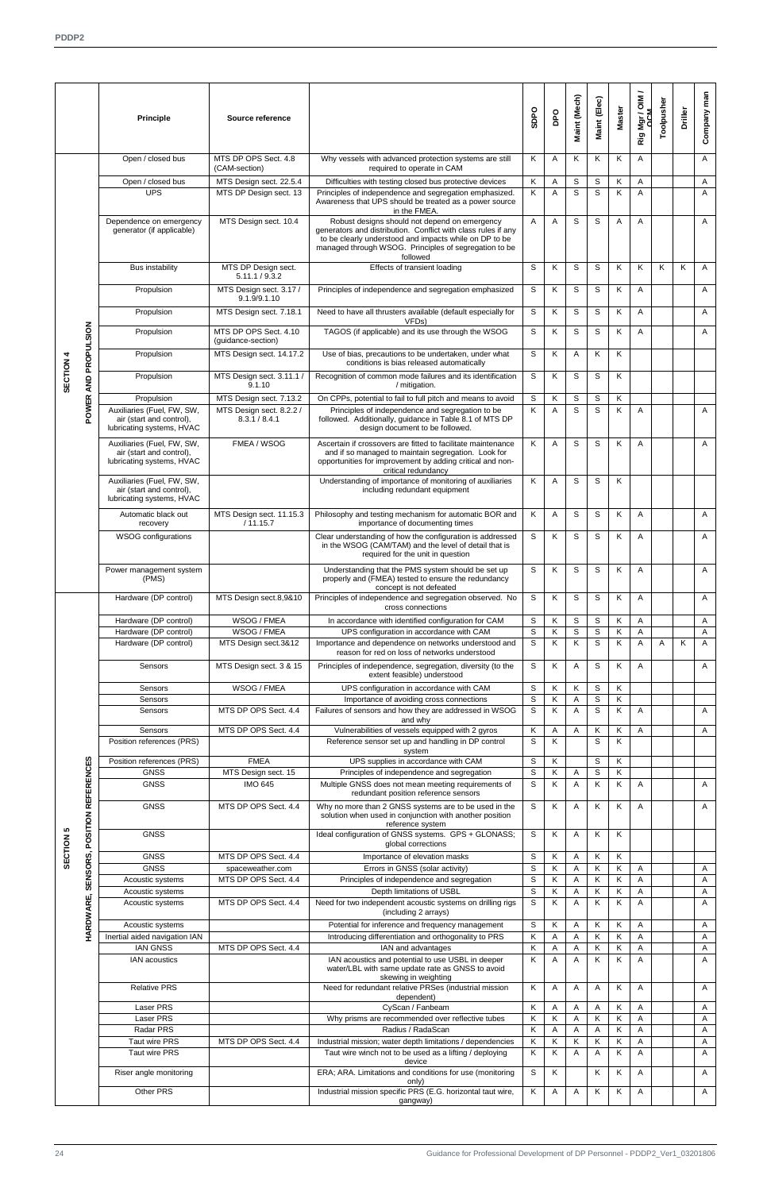| | Principle | Source reference | | SDPO | DPO | Maint (Mech) | Maint (Elec) | Master | Rig Mgr / OIM / OCM | Toolpusher | Driller | Company man |
|---|---|---|---|---|---|---|---|---|---|---|---|---|
| SECTION 4 POWER AND PROPULSION | Open / closed bus | MTS DP OPS Sect. 4.8 (CAM-section) | Why vessels with advanced protection systems are still required to operate in CAM | K | A | K | K | K | A | | | A |
| | Open / closed bus | MTS Design sect. 22.5.4 | Difficulties with testing closed bus protective devices | K | A | S | S | K | A | | | A |
| | UPS | MTS DP Design sect. 13 | Principles of independence and segregation emphasized. Awareness that UPS should be treated as a power source in the FMEA. | K | A | S | S | K | A | | | A |
| | Dependence on emergency generator (if applicable) | MTS Design sect. 10.4 | Robust designs should not depend on emergency generators and distribution. Conflict with class rules if any to be clearly understood and impacts while on DP to be managed through WSOG. Principles of segregation to be followed | A | A | S | S | A | A | | | A |
| | Bus instability | MTS DP Design sect. 5.11.1 / 9.3.2 | Effects of transient loading | S | K | S | S | K | K | K | K | A |
| | Propulsion | MTS Design sect. 3.17 / 9.1.9/9.1.10 | Principles of independence and segregation emphasized | S | K | S | S | K | A | | | A |
| | Propulsion | MTS Design sect. 7.18.1 | Need to have all thrusters available (default especially for VFDs) | S | K | S | S | K | A | | | A |
| | Propulsion | MTS DP OPS Sect. 4.10 (guidance-section) | TAGOS (if applicable) and its use through the WSOG | S | K | S | S | K | A | | | A |
| | Propulsion | MTS Design sect. 14.17.2 | Use of bias, precautions to be undertaken, under what conditions is bias released automatically | S | K | A | K | K | | | | |
| | Propulsion | MTS Design sect. 3.11.1 / 9.1.10 | Recognition of common mode failures and its identification / mitigation. | S | K | S | S | K | | | | |
| | Propulsion | MTS Design sect. 7.13.2 | On CPPs, potential to fail to full pitch and means to avoid | S | K | S | S | K | | | | |
| | Auxiliaries (Fuel, FW, SW, air (start and control), lubricating systems, HVAC | MTS Design sect. 8.2.2 / 8.3.1 / 8.4.1 | Principles of independence and segregation to be followed. Additionally, guidance in Table 8.1 of MTS DP design document to be followed. | K | A | S | S | K | A | | | A |
| | Auxiliaries (Fuel, FW, SW, air (start and control), lubricating systems, HVAC | FMEA / WSOG | Ascertain if crossovers are fitted to facilitate maintenance and if so managed to maintain segregation. Look for opportunities for improvement by adding critical and non-critical redundancy | K | A | S | S | K | A | | | A |
| | Auxiliaries (Fuel, FW, SW, air (start and control), lubricating systems, HVAC | | Understanding of importance of monitoring of auxiliaries including redundant equipment | K | A | S | S | K | | | | |
| | Automatic black out recovery | MTS Design sect. 11.15.3 / 11.15.7 | Philosophy and testing mechanism for automatic BOR and importance of documenting times | K | A | S | S | K | A | | | A |
| | WSOG configurations | | Clear understanding of how the configuration is addressed in the WSOG (CAM/TAM) and the level of detail that is required for the unit in question | S | K | S | S | K | A | | | A |
| | Power management system (PMS) | | Understanding that the PMS system should be set up properly and (FMEA) tested to ensure the redundancy concept is not defeated | S | K | S | S | K | A | | | A |
| SECTION 5 HARDWARE, SENSORS, POSITION REFERENCES | Hardware (DP control) | MTS Design sect.8,9&10 | Principles of independence and segregation observed. No cross connections | S | K | S | S | K | A | | | A |
| | Hardware (DP control) | WSOG / FMEA | In accordance with identified configuration for CAM | S | K | S | S | K | A | | | A |
| | Hardware (DP control) | WSOG / FMEA | UPS configuration in accordance with CAM | S | K | S | S | K | A | | | A |
| | Hardware (DP control) | MTS Design sect.3&12 | Importance and dependence on networks understood and reason for red on loss of networks understood | S | K | K | S | K | A | A | K | A |
| | Sensors | MTS Design sect. 3 & 15 | Principles of independence, segregation, diversity (to the extent feasible) understood | S | K | A | S | K | A | | | A |
| | Sensors | WSOG / FMEA | UPS configuration in accordance with CAM | S | K | K | S | K | | | | |
| | Sensors | | Importance of avoiding cross connections | S | K | A | S | K | | | | |
| | Sensors | MTS DP OPS Sect. 4.4 | Failures of sensors and how they are addressed in WSOG and why | S | K | A | S | K | A | | | A |
| | Sensors | MTS DP OPS Sect. 4.4 | Vulnerabilities of vessels equipped with 2 gyros | K | A | A | K | K | A | | | A |
| | Position references (PRS) | | Reference sensor set up and handling in DP control system | S | K | | S | K | | | | |
| | Position references (PRS) | FMEA | UPS supplies in accordance with CAM | S | K | | S | K | | | | |
| | GNSS | MTS Design sect. 15 | Principles of independence and segregation | S | K | A | S | K | | | | |
| | GNSS | IMO 645 | Multiple GNSS does not mean meeting requirements of redundant position reference sensors | S | K | A | K | K | A | | | A |
| | GNSS | MTS DP OPS Sect. 4.4 | Why no more than 2 GNSS systems are to be used in the solution when used in conjunction with another position reference system | S | K | A | K | K | A | | | A |
| | GNSS | | Ideal configuration of GNSS systems. GPS + GLONASS; global corrections | S | K | A | K | K | | | | |
| | GNSS | MTS DP OPS Sect. 4.4 | Importance of elevation masks | S | K | A | K | K | | | | |
| | GNSS | spaceweather.com | Errors in GNSS (solar activity) | S | K | A | K | K | A | | | A |
| | Acoustic systems | MTS DP OPS Sect. 4.4 | Principles of independence and segregation | S | K | A | K | K | A | | | A |
| | Acoustic systems | | Depth limitations of USBL | S | K | A | K | K | A | | | A |
| | Acoustic systems | MTS DP OPS Sect. 4.4 | Need for two independent acoustic systems on drilling rigs (including 2 arrays) | S | K | A | K | K | A | | | A |
| | Acoustic systems | | Potential for inference and frequency management | S | K | A | K | K | A | | | A |
| | Inertial aided navigation IAN | | Introducing differentiation and orthogonality to PRS | K | A | A | K | K | A | | | A |
| | IAN GNSS | MTS DP OPS Sect. 4.4 | IAN and advantages | K | A | A | K | K | A | | | A |
| | IAN acoustics | | IAN acoustics and potential to use USBL in deeper water/LBL with same update rate as GNSS to avoid skewing in weighting | K | A | A | K | K | A | | | A |
| | Relative PRS | | Need for redundant relative PRSes (industrial mission dependent) | K | A | A | A | K | A | | | A |
| | Laser PRS | | CyScan / Fanbeam | K | A | A | A | K | A | | | A |
| | Laser PRS | | Why prisms are recommended over reflective tubes | K | K | A | K | K | A | | | A |
| | Radar PRS | | Radius / RadaScan | K | A | A | A | K | A | | | A |
| | Taut wire PRS | MTS DP OPS Sect. 4.4 | Industrial mission; water depth limitations / dependencies | K | K | K | K | K | A | | | A |
| | Taut wire PRS | | Taut wire winch not to be used as a lifting / deploying device | K | K | A | A | K | A | | | A |
| | Riser angle monitoring | | ERA; ARA. Limitations and conditions for use (monitoring only) | S | K | | K | K | A | | | A |
| | Other PRS | | Industrial mission specific PRS (E.G. horizontal taut wire, gangway) | K | A | A | K | K | A | | | A |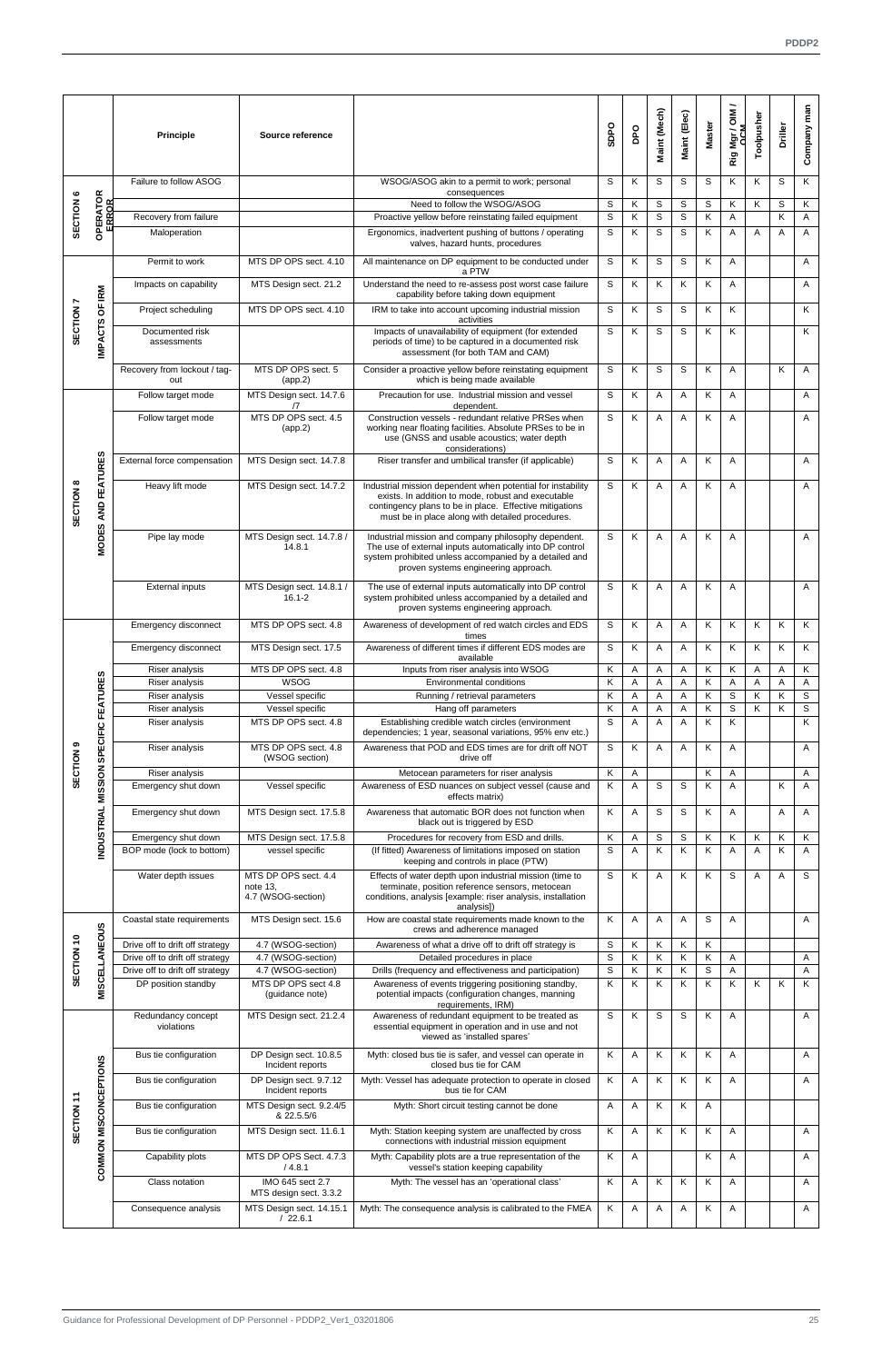| | Principle | Source reference | | SDPO | DPO | Maint (Mech) | Maint (Elec) | Master | Rig Mgr / OIM / OCM | Toolpusher | Driller | Company man |
|---|---|---|---|---|---|---|---|---|---|---|---|---|
| SECTION 6 OPERATOR ERROR | Failure to follow ASOG | | WSOG/ASOG akin to a permit to work; personal consequences | S | K | S | S | S | K | K | S | K |
| | | | Need to follow the WSOG/ASOG | S | K | S | S | S | K | K | S | K |
| | Recovery from failure | | Proactive yellow before reinstating failed equipment | S | K | S | S | K | A | | K | A |
| | Maloperation | | Ergonomics, inadvertent pushing of buttons / operating valves, hazard hunts, procedures | S | K | S | S | K | A | A | A | A |
| SECTION 7 IMPACTS OF IRM | Permit to work | MTS DP OPS sect. 4.10 | All maintenance on DP equipment to be conducted under a PTW | S | K | S | S | K | A | | | A |
| | Impacts on capability | MTS Design sect. 21.2 | Understand the need to re-assess post worst case failure capability before taking down equipment | S | K | K | K | K | A | | | A |
| | Project scheduling | MTS DP OPS sect. 4.10 | IRM to take into account upcoming industrial mission activities | S | K | S | S | K | K | | | K |
| | Documented risk assessments | | Impacts of unavailability of equipment (for extended periods of time) to be captured in a documented risk assessment (for both TAM and CAM) | S | K | S | S | K | K | | | K |
| | Recovery from lockout / tag-out | MTS DP OPS sect. 5 (app.2) | Consider a proactive yellow before reinstating equipment which is being made available | S | K | S | S | K | A | | K | A |
| SECTION 8 MODES AND FEATURES | Follow target mode | MTS Design sect. 14.7.6 /7 | Precaution for use. Industrial mission and vessel dependent. | S | K | A | A | K | A | | | A |
| | Follow target mode | MTS DP OPS sect. 4.5 (app.2) | Construction vessels - redundant relative PRSes when working near floating facilities. Absolute PRSes to be in use (GNSS and usable acoustics; water depth considerations) | S | K | A | A | K | A | | | A |
| | External force compensation | MTS Design sect. 14.7.8 | Riser transfer and umbilical transfer (if applicable) | S | K | A | A | K | A | | | A |
| | Heavy lift mode | MTS Design sect. 14.7.2 | Industrial mission dependent when potential for instability exists. In addition to mode, robust and executable contingency plans to be in place. Effective mitigations must be in place along with detailed procedures. | S | K | A | A | K | A | | | A |
| | Pipe lay mode | MTS Design sect. 14.7.8 / 14.8.1 | Industrial mission and company philosophy dependent. The use of external inputs automatically into DP control system prohibited unless accompanied by a detailed and proven systems engineering approach. | S | K | A | A | K | A | | | A |
| | External inputs | MTS Design sect. 14.8.1 / 16.1-2 | The use of external inputs automatically into DP control system prohibited unless accompanied by a detailed and proven systems engineering approach. | S | K | A | A | K | A | | | A |
| SECTION 9 INDUSTRIAL MISSION SPECIFIC FEATURES | Emergency disconnect | MTS DP OPS sect. 4.8 | Awareness of development of red watch circles and EDS times | S | K | A | A | K | K | K | K | K |
| | Emergency disconnect | MTS Design sect. 17.5 | Awareness of different times if different EDS modes are available | S | K | A | A | K | K | K | K | K |
| | Riser analysis | MTS DP OPS sect. 4.8 | Inputs from riser analysis into WSOG | K | A | A | A | K | K | A | A | K |
| | Riser analysis | WSOG | Environmental conditions | K | A | A | A | K | A | A | A | A |
| | Riser analysis | Vessel specific | Running / retrieval parameters | K | A | A | A | K | S | K | K | S |
| | Riser analysis | Vessel specific | Hang off parameters | K | A | A | A | K | S | K | K | S |
| | Riser analysis | MTS DP OPS sect. 4.8 | Establishing credible watch circles (environment dependencies; 1 year, seasonal variations, 95% env etc.) | S | A | A | A | K | K | | | K |
| | Riser analysis | MTS DP OPS sect. 4.8 (WSOG section) | Awareness that POD and EDS times are for drift off NOT drive off | S | K | A | A | K | A | | | A |
| | Riser analysis | | Metocean parameters for riser analysis | K | A | | | K | A | | | A |
| | Emergency shut down | Vessel specific | Awareness of ESD nuances on subject vessel (cause and effects matrix) | K | A | S | S | K | A | | K | A |
| | Emergency shut down | MTS Design sect. 17.5.8 | Awareness that automatic BOR does not function when black out is triggered by ESD | K | A | S | S | K | A | | A | A |
| | Emergency shut down | MTS Design sect. 17.5.8 | Procedures for recovery from ESD and drills. | K | A | S | S | K | K | K | K | K |
| | BOP mode (lock to bottom) | vessel specific | (If fitted) Awareness of limitations imposed on station keeping and controls in place (PTW) | S | A | K | K | K | A | A | K | A |
| | Water depth issues | MTS DP OPS sect. 4.4 note 13, 4.7 (WSOG-section) | Effects of water depth upon industrial mission (time to terminate, position reference sensors, metocean conditions, analysis [example: riser analysis, installation analysis]) | S | K | A | K | K | S | A | A | S |
| SECTION 10 MISCELLANEOUS | Coastal state requirements | MTS Design sect. 15.6 | How are coastal state requirements made known to the crews and adherence managed | K | A | A | A | S | A | | | A |
| | Drive off to drift off strategy | 4.7 (WSOG-section) | Awareness of what a drive off to drift off strategy is | S | K | K | K | K | | | | |
| | Drive off to drift off strategy | 4.7 (WSOG-section) | Detailed procedures in place | S | K | K | K | K | A | | | A |
| | Drive off to drift off strategy | 4.7 (WSOG-section) | Drills (frequency and effectiveness and participation) | S | K | K | K | S | A | | | A |
| | DP position standby | MTS DP OPS sect 4.8 (guidance note) | Awareness of events triggering positioning standby, potential impacts (configuration changes, manning requirements, IRM) | K | K | K | K | K | K | K | K | K |
| SECTION 11 COMMON MISCONCEPTIONS | Redundancy concept violations | MTS Design sect. 21.2.4 | Awareness of redundant equipment to be treated as essential equipment in operation and in use and not viewed as 'installed spares' | S | K | S | S | K | A | | | A |
| | Bus tie configuration | DP Design sect. 10.8.5 Incident reports | Myth: closed bus tie is safer, and vessel can operate in closed bus tie for CAM | K | A | K | K | K | A | | | A |
| | Bus tie configuration | DP Design sect. 9.7.12 Incident reports | Myth: Vessel has adequate protection to operate in closed bus tie for CAM | K | A | K | K | K | A | | | A |
| | Bus tie configuration | MTS Design sect. 9.2.4/5 & 22.5.5/6 | Myth: Short circuit testing cannot be done | A | A | K | K | A | | | | |
| | Bus tie configuration | MTS Design sect. 11.6.1 | Myth: Station keeping system are unaffected by cross connections with industrial mission equipment | K | A | K | K | K | A | | | A |
| | Capability plots | MTS DP OPS Sect. 4.7.3 / 4.8.1 | Myth: Capability plots are a true representation of the vessel's station keeping capability | K | A | | | K | A | | | A |
| | Class notation | IMO 645 sect 2.7 MTS design sect. 3.3.2 | Myth: The vessel has an 'operational class' | K | A | K | K | K | A | | | A |
| | Consequence analysis | MTS Design sect. 14.15.1 / 22.6.1 | Myth: The consequence analysis is calibrated to the FMEA | K | A | A | A | K | A | | | A |